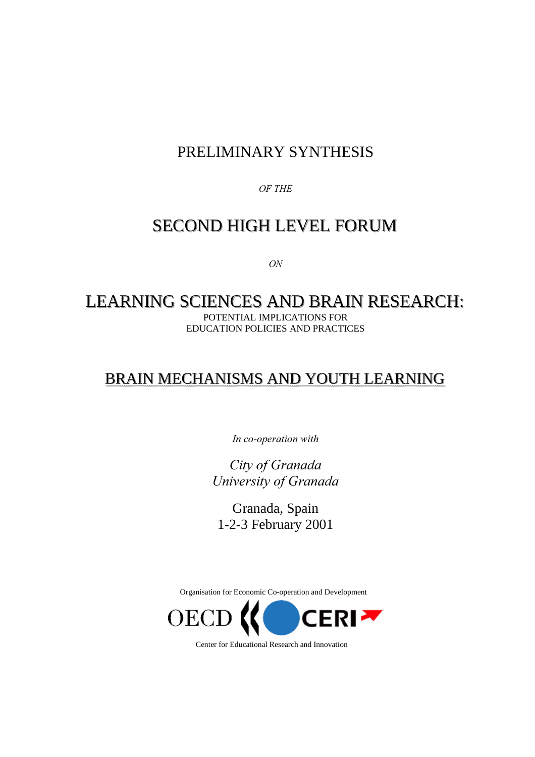# PRELIMINARY SYNTHESIS

*OF THE*

# SECOND HIGH LEVEL FORUM

*ON*

# LEARNING SCIENCES AND BRAIN RESEARCH:

POTENTIAL IMPLICATIONS FOR
EDUCATION POLICIES AND PRACTICES

## BRAIN MECHANISMS AND YOUTH LEARNING

*In co-operation with*

*City of Granada*
*University of Granada*

Granada, Spain
1-2-3 February 2001

Organisation for Economic Co-operation and Development

OECD CERI

Center for Educational Research and Innovation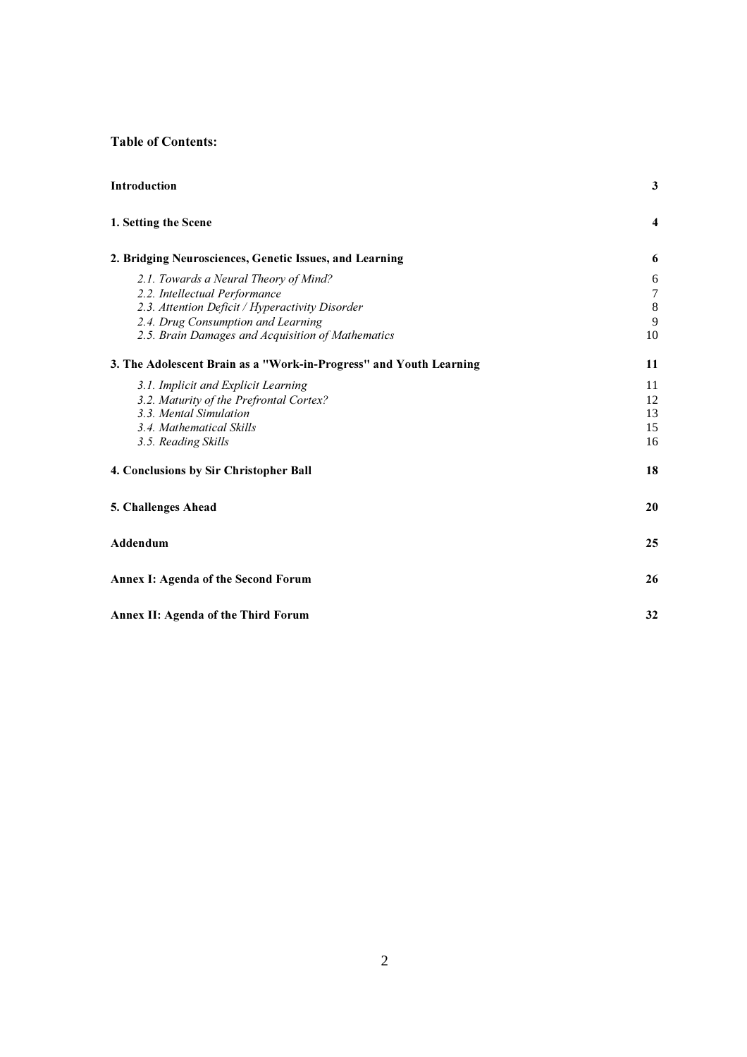**Table of Contents:**

| | |
|---|---|
| **Introduction** | **3** |
| **1. Setting the Scene** | **4** |
| **2. Bridging Neurosciences, Genetic Issues, and Learning** | **6** |
| *2.1. Towards a Neural Theory of Mind?* | 6 |
| *2.2. Intellectual Performance* | 7 |
| *2.3. Attention Deficit / Hyperactivity Disorder* | 8 |
| *2.4. Drug Consumption and Learning* | 9 |
| *2.5. Brain Damages and Acquisition of Mathematics* | 10 |
| **3. The Adolescent Brain as a "Work-in-Progress" and Youth Learning** | **11** |
| *3.1. Implicit and Explicit Learning* | 11 |
| *3.2. Maturity of the Prefrontal Cortex?* | 12 |
| *3.3. Mental Simulation* | 13 |
| *3.4. Mathematical Skills* | 15 |
| *3.5. Reading Skills* | 16 |
| **4. Conclusions by Sir Christopher Ball** | **18** |
| **5. Challenges Ahead** | **20** |
| **Addendum** | **25** |
| **Annex I: Agenda of the Second Forum** | **26** |
| **Annex II: Agenda of the Third Forum** | **32** |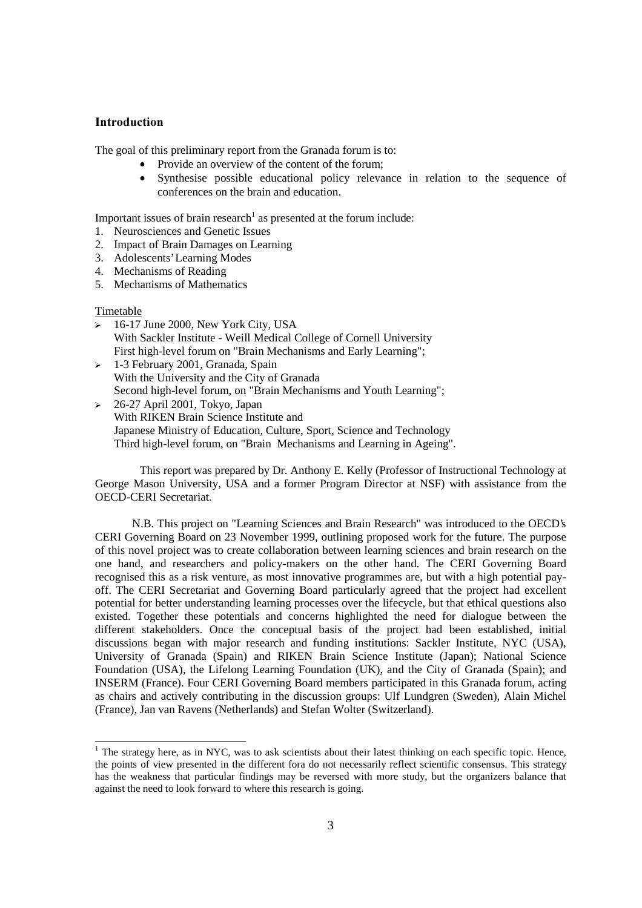## Introduction

The goal of this preliminary report from the Granada forum is to:

- Provide an overview of the content of the forum;
- Synthesise possible educational policy relevance in relation to the sequence of conferences on the brain and education.

Important issues of brain research[1] as presented at the forum include:

1. Neurosciences and Genetic Issues
2. Impact of Brain Damages on Learning
3. Adolescents' Learning Modes
4. Mechanisms of Reading
5. Mechanisms of Mathematics

Timetable

- 16-17 June 2000, New York City, USA
  With Sackler Institute - Weill Medical College of Cornell University
  First high-level forum on "Brain Mechanisms and Early Learning";
- 1-3 February 2001, Granada, Spain
  With the University and the City of Granada
  Second high-level forum, on "Brain Mechanisms and Youth Learning";
- 26-27 April 2001, Tokyo, Japan
  With RIKEN Brain Science Institute and
  Japanese Ministry of Education, Culture, Sport, Science and Technology
  Third high-level forum, on "Brain Mechanisms and Learning in Ageing".

This report was prepared by Dr. Anthony E. Kelly (Professor of Instructional Technology at George Mason University, USA and a former Program Director at NSF) with assistance from the OECD-CERI Secretariat.

N.B. This project on "Learning Sciences and Brain Research" was introduced to the OECD's CERI Governing Board on 23 November 1999, outlining proposed work for the future. The purpose of this novel project was to create collaboration between learning sciences and brain research on the one hand, and researchers and policy-makers on the other hand. The CERI Governing Board recognised this as a risk venture, as most innovative programmes are, but with a high potential pay-off. The CERI Secretariat and Governing Board particularly agreed that the project had excellent potential for better understanding learning processes over the lifecycle, but that ethical questions also existed. Together these potentials and concerns highlighted the need for dialogue between the different stakeholders. Once the conceptual basis of the project had been established, initial discussions began with major research and funding institutions: Sackler Institute, NYC (USA), University of Granada (Spain) and RIKEN Brain Science Institute (Japan); National Science Foundation (USA), the Lifelong Learning Foundation (UK), and the City of Granada (Spain); and INSERM (France). Four CERI Governing Board members participated in this Granada forum, acting as chairs and actively contributing in the discussion groups: Ulf Lundgren (Sweden), Alain Michel (France), Jan van Ravens (Netherlands) and Stefan Wolter (Switzerland).

[1] The strategy here, as in NYC, was to ask scientists about their latest thinking on each specific topic. Hence, the points of view presented in the different fora do not necessarily reflect scientific consensus. This strategy has the weakness that particular findings may be reversed with more study, but the organizers balance that against the need to look forward to where this research is going.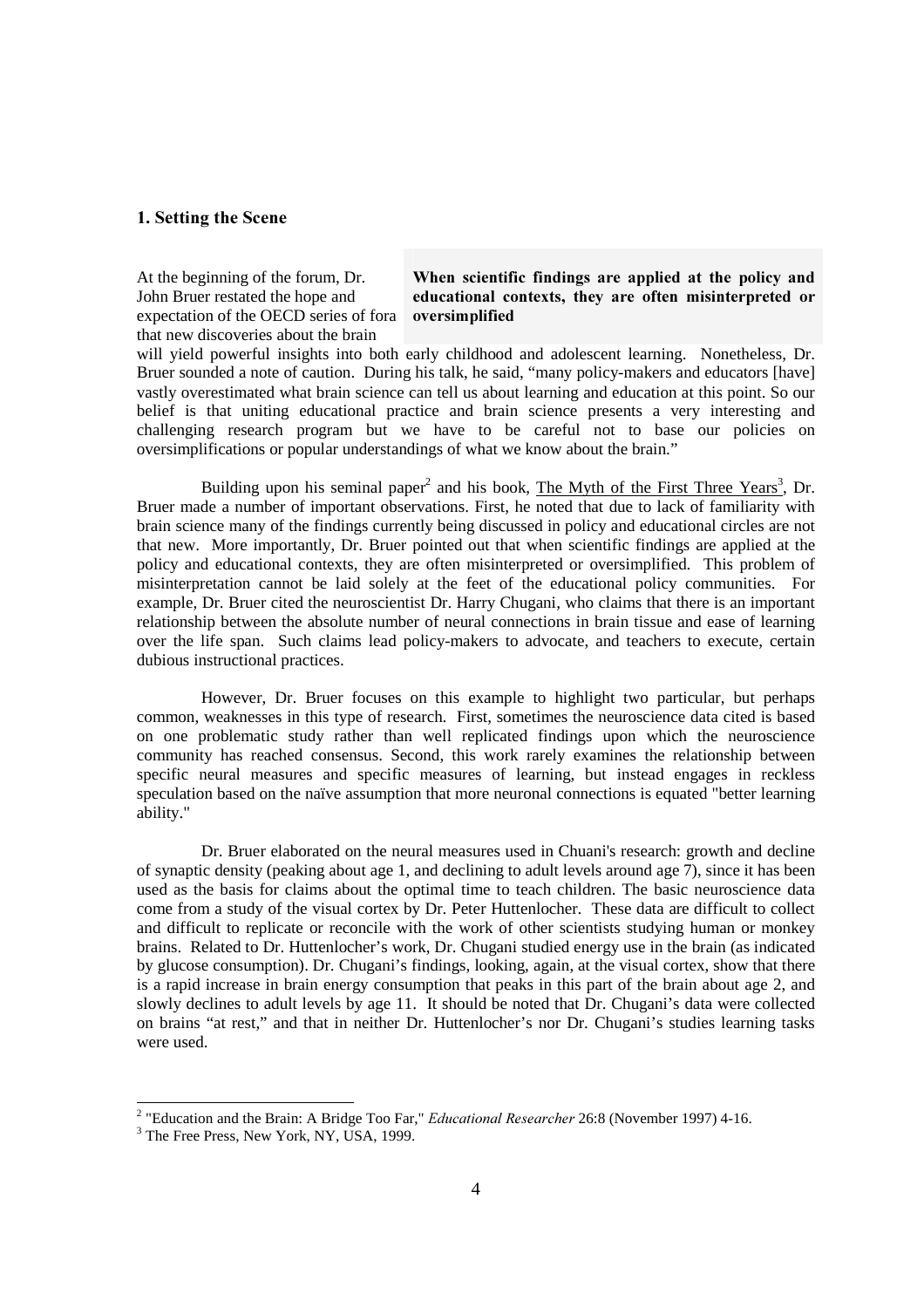## 1. Setting the Scene

**When scientific findings are applied at the policy and educational contexts, they are often misinterpreted or oversimplified**

At the beginning of the forum, Dr. John Bruer restated the hope and expectation of the OECD series of fora that new discoveries about the brain will yield powerful insights into both early childhood and adolescent learning. Nonetheless, Dr. Bruer sounded a note of caution. During his talk, he said, "many policy-makers and educators [have] vastly overestimated what brain science can tell us about learning and education at this point. So our belief is that uniting educational practice and brain science presents a very interesting and challenging research program but we have to be careful not to base our policies on oversimplifications or popular understandings of what we know about the brain."

Building upon his seminal paper[2] and his book, The Myth of the First Three Years[3], Dr. Bruer made a number of important observations. First, he noted that due to lack of familiarity with brain science many of the findings currently being discussed in policy and educational circles are not that new. More importantly, Dr. Bruer pointed out that when scientific findings are applied at the policy and educational contexts, they are often misinterpreted or oversimplified. This problem of misinterpretation cannot be laid solely at the feet of the educational policy communities. For example, Dr. Bruer cited the neuroscientist Dr. Harry Chugani, who claims that there is an important relationship between the absolute number of neural connections in brain tissue and ease of learning over the life span. Such claims lead policy-makers to advocate, and teachers to execute, certain dubious instructional practices.

However, Dr. Bruer focuses on this example to highlight two particular, but perhaps common, weaknesses in this type of research. First, sometimes the neuroscience data cited is based on one problematic study rather than well replicated findings upon which the neuroscience community has reached consensus. Second, this work rarely examines the relationship between specific neural measures and specific measures of learning, but instead engages in reckless speculation based on the naïve assumption that more neuronal connections is equated "better learning ability."

Dr. Bruer elaborated on the neural measures used in Chuani's research: growth and decline of synaptic density (peaking about age 1, and declining to adult levels around age 7), since it has been used as the basis for claims about the optimal time to teach children. The basic neuroscience data come from a study of the visual cortex by Dr. Peter Huttenlocher. These data are difficult to collect and difficult to replicate or reconcile with the work of other scientists studying human or monkey brains. Related to Dr. Huttenlocher's work, Dr. Chugani studied energy use in the brain (as indicated by glucose consumption). Dr. Chugani's findings, looking, again, at the visual cortex, show that there is a rapid increase in brain energy consumption that peaks in this part of the brain about age 2, and slowly declines to adult levels by age 11. It should be noted that Dr. Chugani's data were collected on brains "at rest," and that in neither Dr. Huttenlocher's nor Dr. Chugani's studies learning tasks were used.

---

[2] "Education and the Brain: A Bridge Too Far," *Educational Researcher* 26:8 (November 1997) 4-16.

[3] The Free Press, New York, NY, USA, 1999.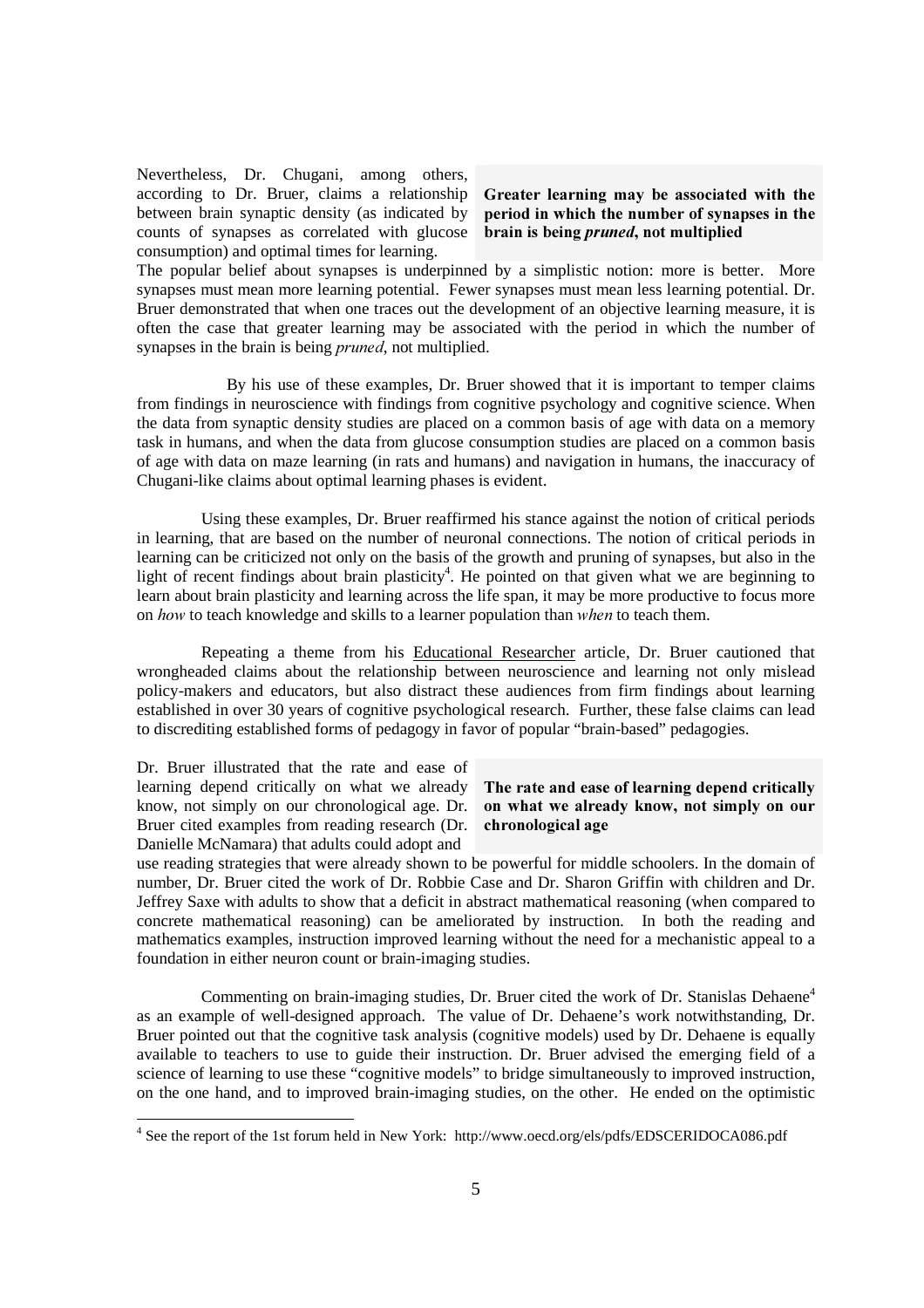Nevertheless, Dr. Chugani, among others, according to Dr. Bruer, claims a relationship between brain synaptic density (as indicated by counts of synapses as correlated with glucose consumption) and optimal times for learning.

> **Greater learning may be associated with the period in which the number of synapses in the brain is being *pruned*, not multiplied**

The popular belief about synapses is underpinned by a simplistic notion: more is better. More synapses must mean more learning potential. Fewer synapses must mean less learning potential. Dr. Bruer demonstrated that when one traces out the development of an objective learning measure, it is often the case that greater learning may be associated with the period in which the number of synapses in the brain is being *pruned*, not multiplied.

By his use of these examples, Dr. Bruer showed that it is important to temper claims from findings in neuroscience with findings from cognitive psychology and cognitive science. When the data from synaptic density studies are placed on a common basis of age with data on a memory task in humans, and when the data from glucose consumption studies are placed on a common basis of age with data on maze learning (in rats and humans) and navigation in humans, the inaccuracy of Chugani-like claims about optimal learning phases is evident.

Using these examples, Dr. Bruer reaffirmed his stance against the notion of critical periods in learning, that are based on the number of neuronal connections. The notion of critical periods in learning can be criticized not only on the basis of the growth and pruning of synapses, but also in the light of recent findings about brain plasticity[4]. He pointed on that given what we are beginning to learn about brain plasticity and learning across the life span, it may be more productive to focus more on *how* to teach knowledge and skills to a learner population than *when* to teach them.

Repeating a theme from his Educational Researcher article, Dr. Bruer cautioned that wrongheaded claims about the relationship between neuroscience and learning not only mislead policy-makers and educators, but also distract these audiences from firm findings about learning established in over 30 years of cognitive psychological research. Further, these false claims can lead to discrediting established forms of pedagogy in favor of popular "brain-based" pedagogies.

Dr. Bruer illustrated that the rate and ease of learning depend critically on what we already know, not simply on our chronological age. Dr. Bruer cited examples from reading research (Dr. Danielle McNamara) that adults could adopt and use reading strategies that were already shown to be powerful for middle schoolers. In the domain of number, Dr. Bruer cited the work of Dr. Robbie Case and Dr. Sharon Griffin with children and Dr. Jeffrey Saxe with adults to show that a deficit in abstract mathematical reasoning (when compared to concrete mathematical reasoning) can be ameliorated by instruction. In both the reading and mathematics examples, instruction improved learning without the need for a mechanistic appeal to a foundation in either neuron count or brain-imaging studies.

> **The rate and ease of learning depend critically on what we already know, not simply on our chronological age**

Commenting on brain-imaging studies, Dr. Bruer cited the work of Dr. Stanislas Dehaene[4] as an example of well-designed approach. The value of Dr. Dehaene's work notwithstanding, Dr. Bruer pointed out that the cognitive task analysis (cognitive models) used by Dr. Dehaene is equally available to teachers to use to guide their instruction. Dr. Bruer advised the emerging field of a science of learning to use these "cognitive models" to bridge simultaneously to improved instruction, on the one hand, and to improved brain-imaging studies, on the other. He ended on the optimistic

[4] See the report of the 1st forum held in New York: http://www.oecd.org/els/pdfs/EDSCERIDOCA086.pdf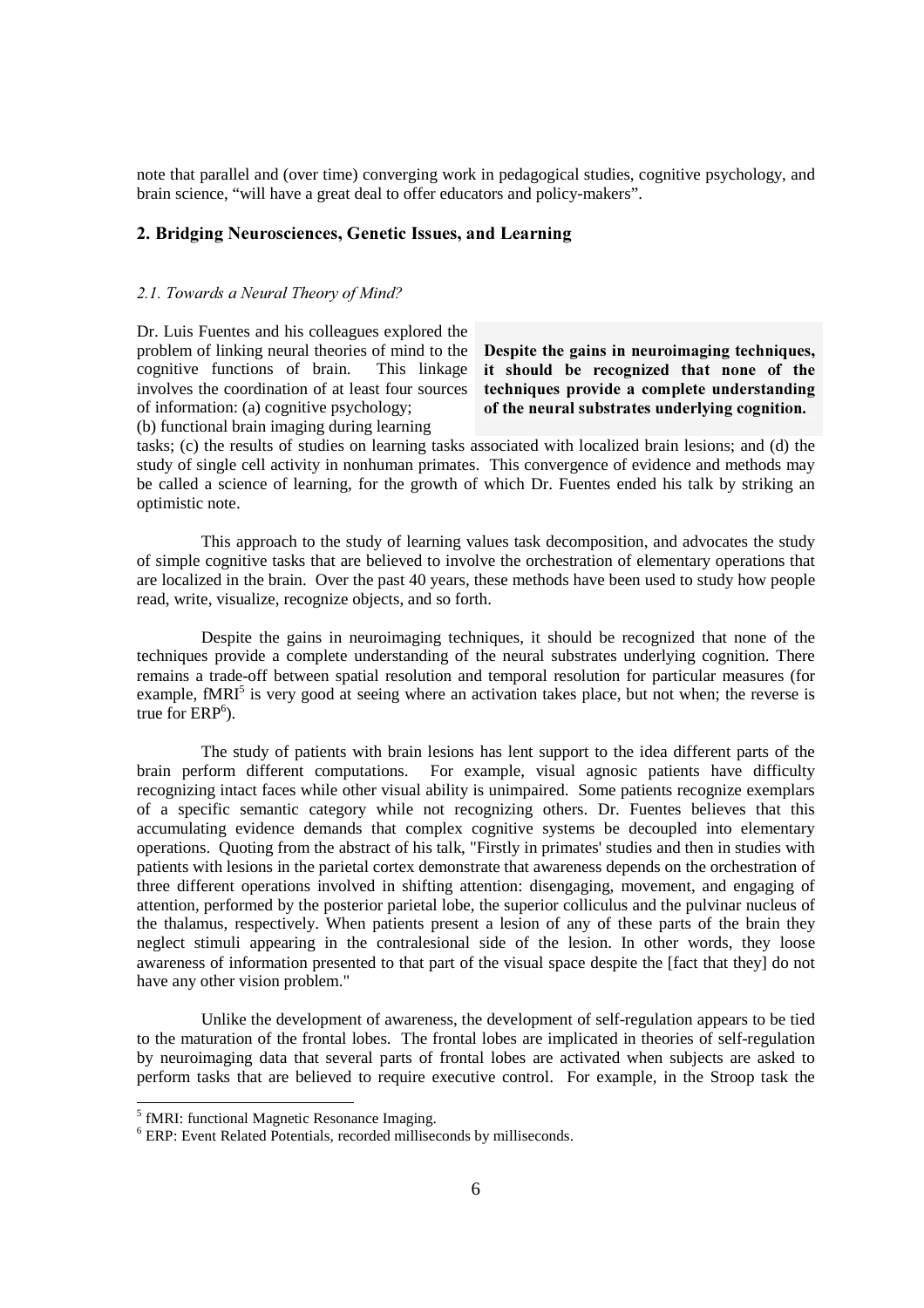note that parallel and (over time) converging work in pedagogical studies, cognitive psychology, and brain science, "will have a great deal to offer educators and policy-makers".

## 2. Bridging Neurosciences, Genetic Issues, and Learning

### *2.1. Towards a Neural Theory of Mind?*

Dr. Luis Fuentes and his colleagues explored the problem of linking neural theories of mind to the cognitive functions of brain. This linkage involves the coordination of at least four sources of information: (a) cognitive psychology; (b) functional brain imaging during learning tasks; (c) the results of studies on learning tasks associated with localized brain lesions; and (d) the study of single cell activity in nonhuman primates. This convergence of evidence and methods may be called a science of learning, for the growth of which Dr. Fuentes ended his talk by striking an optimistic note.

> **Despite the gains in neuroimaging techniques, it should be recognized that none of the techniques provide a complete understanding of the neural substrates underlying cognition.**

This approach to the study of learning values task decomposition, and advocates the study of simple cognitive tasks that are believed to involve the orchestration of elementary operations that are localized in the brain. Over the past 40 years, these methods have been used to study how people read, write, visualize, recognize objects, and so forth.

Despite the gains in neuroimaging techniques, it should be recognized that none of the techniques provide a complete understanding of the neural substrates underlying cognition. There remains a trade-off between spatial resolution and temporal resolution for particular measures (for example, fMRI[5] is very good at seeing where an activation takes place, but not when; the reverse is true for ERP[6]).

The study of patients with brain lesions has lent support to the idea different parts of the brain perform different computations. For example, visual agnosic patients have difficulty recognizing intact faces while other visual ability is unimpaired. Some patients recognize exemplars of a specific semantic category while not recognizing others. Dr. Fuentes believes that this accumulating evidence demands that complex cognitive systems be decoupled into elementary operations. Quoting from the abstract of his talk, "Firstly in primates' studies and then in studies with patients with lesions in the parietal cortex demonstrate that awareness depends on the orchestration of three different operations involved in shifting attention: disengaging, movement, and engaging of attention, performed by the posterior parietal lobe, the superior colliculus and the pulvinar nucleus of the thalamus, respectively. When patients present a lesion of any of these parts of the brain they neglect stimuli appearing in the contralesional side of the lesion. In other words, they loose awareness of information presented to that part of the visual space despite the [fact that they] do not have any other vision problem."

Unlike the development of awareness, the development of self-regulation appears to be tied to the maturation of the frontal lobes. The frontal lobes are implicated in theories of self-regulation by neuroimaging data that several parts of frontal lobes are activated when subjects are asked to perform tasks that are believed to require executive control. For example, in the Stroop task the

---

[5] fMRI: functional Magnetic Resonance Imaging.

[6] ERP: Event Related Potentials, recorded milliseconds by milliseconds.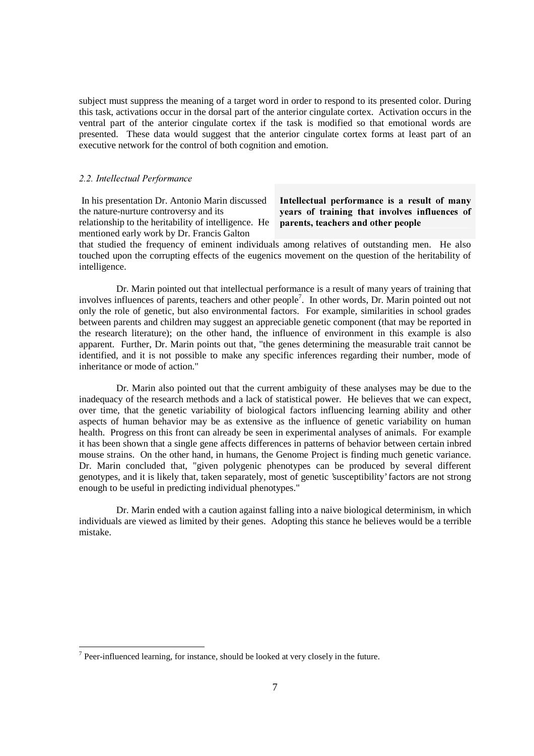subject must suppress the meaning of a target word in order to respond to its presented color. During this task, activations occur in the dorsal part of the anterior cingulate cortex. Activation occurs in the ventral part of the anterior cingulate cortex if the task is modified so that emotional words are presented. These data would suggest that the anterior cingulate cortex forms at least part of an executive network for the control of both cognition and emotion.

### *2.2. Intellectual Performance*

**Intellectual performance is a result of many years of training that involves influences of parents, teachers and other people**

In his presentation Dr. Antonio Marin discussed the nature-nurture controversy and its relationship to the heritability of intelligence. He mentioned early work by Dr. Francis Galton that studied the frequency of eminent individuals among relatives of outstanding men. He also touched upon the corrupting effects of the eugenics movement on the question of the heritability of intelligence.

Dr. Marin pointed out that intellectual performance is a result of many years of training that involves influences of parents, teachers and other people[7]. In other words, Dr. Marin pointed out not only the role of genetic, but also environmental factors. For example, similarities in school grades between parents and children may suggest an appreciable genetic component (that may be reported in the research literature); on the other hand, the influence of environment in this example is also apparent. Further, Dr. Marin points out that, "the genes determining the measurable trait cannot be identified, and it is not possible to make any specific inferences regarding their number, mode of inheritance or mode of action."

Dr. Marin also pointed out that the current ambiguity of these analyses may be due to the inadequacy of the research methods and a lack of statistical power. He believes that we can expect, over time, that the genetic variability of biological factors influencing learning ability and other aspects of human behavior may be as extensive as the influence of genetic variability on human health. Progress on this front can already be seen in experimental analyses of animals. For example it has been shown that a single gene affects differences in patterns of behavior between certain inbred mouse strains. On the other hand, in humans, the Genome Project is finding much genetic variance. Dr. Marin concluded that, "given polygenic phenotypes can be produced by several different genotypes, and it is likely that, taken separately, most of genetic 'susceptibility' factors are not strong enough to be useful in predicting individual phenotypes."

Dr. Marin ended with a caution against falling into a naive biological determinism, in which individuals are viewed as limited by their genes. Adopting this stance he believes would be a terrible mistake.

---

[7] Peer-influenced learning, for instance, should be looked at very closely in the future.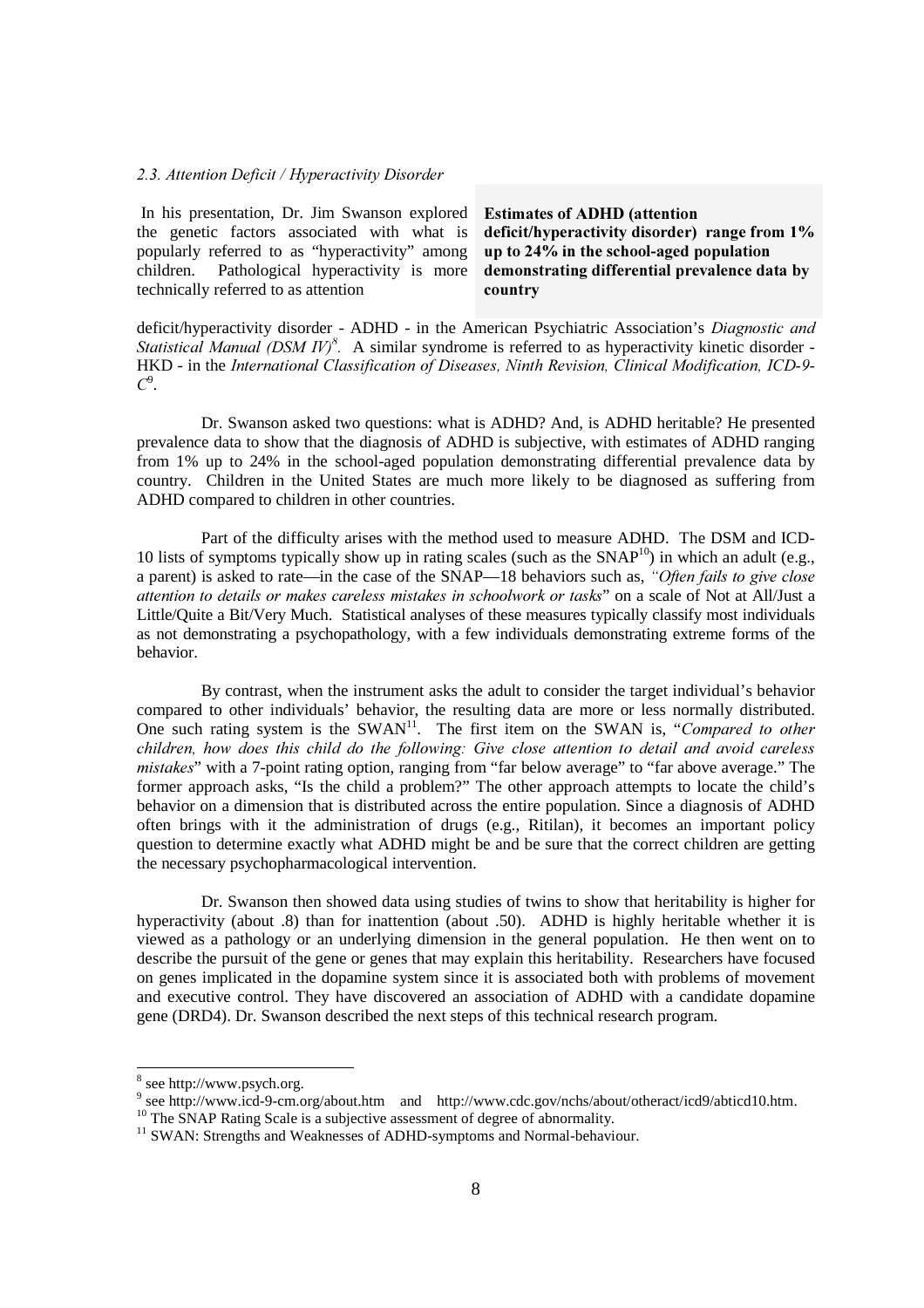*2.3. Attention Deficit / Hyperactivity Disorder*

In his presentation, Dr. Jim Swanson explored the genetic factors associated with what is popularly referred to as "hyperactivity" among children. Pathological hyperactivity is more technically referred to as attention deficit/hyperactivity disorder - ADHD - in the American Psychiatric Association's *Diagnostic and Statistical Manual (DSM IV)*[8]. A similar syndrome is referred to as hyperactivity kinetic disorder - HKD - in the *International Classification of Diseases, Ninth Revision, Clinical Modification, ICD-9-C*[9].

> **Estimates of ADHD (attention deficit/hyperactivity disorder) range from 1% up to 24% in the school-aged population demonstrating differential prevalence data by country**

Dr. Swanson asked two questions: what is ADHD? And, is ADHD heritable? He presented prevalence data to show that the diagnosis of ADHD is subjective, with estimates of ADHD ranging from 1% up to 24% in the school-aged population demonstrating differential prevalence data by country. Children in the United States are much more likely to be diagnosed as suffering from ADHD compared to children in other countries.

Part of the difficulty arises with the method used to measure ADHD. The DSM and ICD-10 lists of symptoms typically show up in rating scales (such as the SNAP[10]) in which an adult (e.g., a parent) is asked to rate—in the case of the SNAP—18 behaviors such as, *"Often fails to give close attention to details or makes careless mistakes in schoolwork or tasks*" on a scale of Not at All/Just a Little/Quite a Bit/Very Much. Statistical analyses of these measures typically classify most individuals as not demonstrating a psychopathology, with a few individuals demonstrating extreme forms of the behavior.

By contrast, when the instrument asks the adult to consider the target individual's behavior compared to other individuals' behavior, the resulting data are more or less normally distributed. One such rating system is the SWAN[11]. The first item on the SWAN is, "*Compared to other children, how does this child do the following: Give close attention to detail and avoid careless mistakes*" with a 7-point rating option, ranging from "far below average" to "far above average." The former approach asks, "Is the child a problem?" The other approach attempts to locate the child's behavior on a dimension that is distributed across the entire population. Since a diagnosis of ADHD often brings with it the administration of drugs (e.g., Ritilan), it becomes an important policy question to determine exactly what ADHD might be and be sure that the correct children are getting the necessary psychopharmacological intervention.

Dr. Swanson then showed data using studies of twins to show that heritability is higher for hyperactivity (about .8) than for inattention (about .50). ADHD is highly heritable whether it is viewed as a pathology or an underlying dimension in the general population. He then went on to describe the pursuit of the gene or genes that may explain this heritability. Researchers have focused on genes implicated in the dopamine system since it is associated both with problems of movement and executive control. They have discovered an association of ADHD with a candidate dopamine gene (DRD4). Dr. Swanson described the next steps of this technical research program.

---

[8] see http://www.psych.org.

[9] see http://www.icd-9-cm.org/about.htm and http://www.cdc.gov/nchs/about/otheract/icd9/abticd10.htm.

[10] The SNAP Rating Scale is a subjective assessment of degree of abnormality.

[11] SWAN: Strengths and Weaknesses of ADHD-symptoms and Normal-behaviour.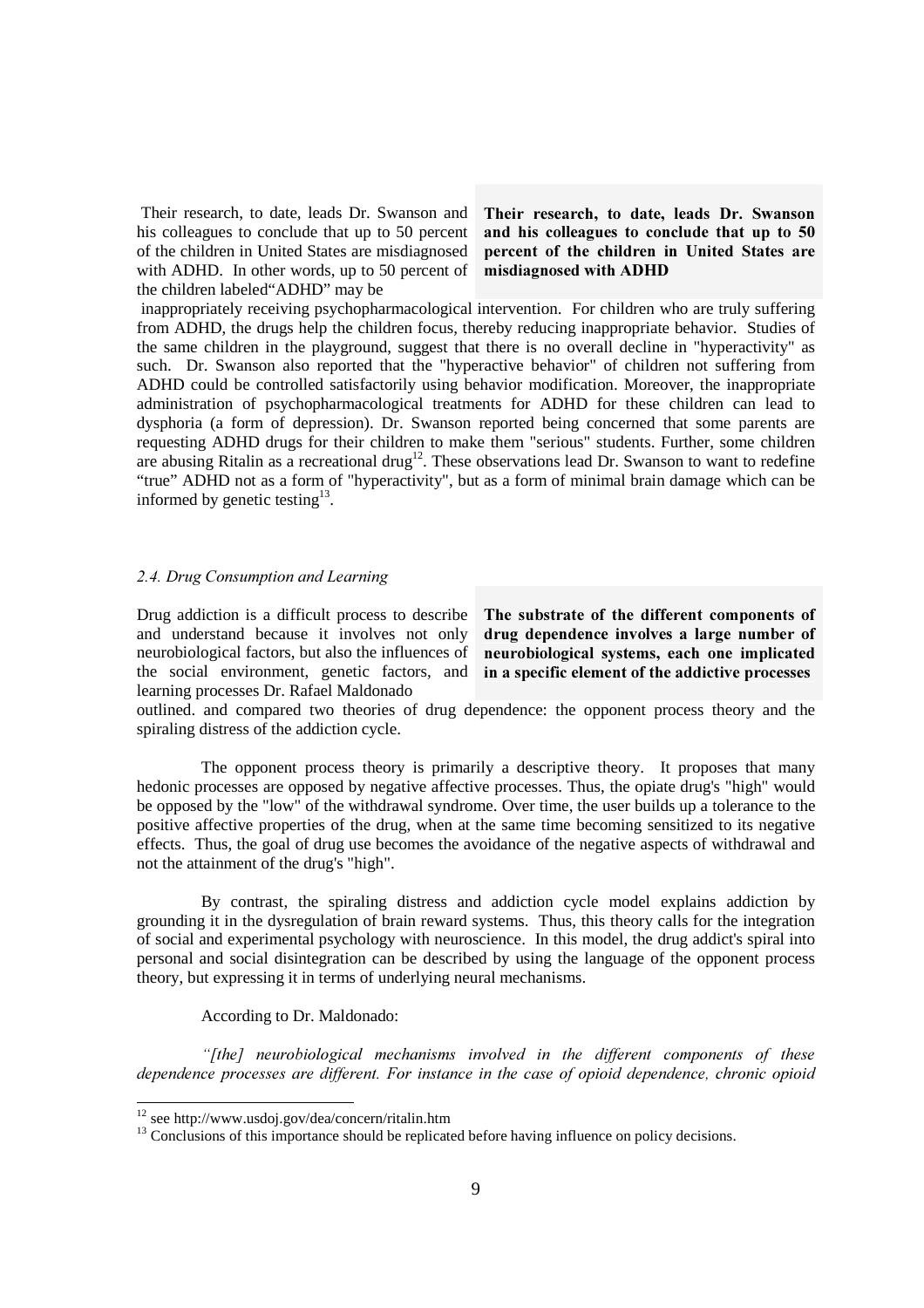Their research, to date, leads Dr. Swanson and his colleagues to conclude that up to 50 percent of the children in United States are misdiagnosed with ADHD. In other words, up to 50 percent of the children labeled"ADHD" may be inappropriately receiving psychopharmacological intervention. For children who are truly suffering from ADHD, the drugs help the children focus, thereby reducing inappropriate behavior. Studies of the same children in the playground, suggest that there is no overall decline in "hyperactivity" as such. Dr. Swanson also reported that the "hyperactive behavior" of children not suffering from ADHD could be controlled satisfactorily using behavior modification. Moreover, the inappropriate administration of psychopharmacological treatments for ADHD for these children can lead to dysphoria (a form of depression). Dr. Swanson reported being concerned that some parents are requesting ADHD drugs for their children to make them "serious" students. Further, some children are abusing Ritalin as a recreational drug[12]. These observations lead Dr. Swanson to want to redefine "true" ADHD not as a form of "hyperactivity", but as a form of minimal brain damage which can be informed by genetic testing[13].

> **Their research, to date, leads Dr. Swanson and his colleagues to conclude that up to 50 percent of the children in United States are misdiagnosed with ADHD**

### *2.4. Drug Consumption and Learning*

Drug addiction is a difficult process to describe and understand because it involves not only neurobiological factors, but also the influences of the social environment, genetic factors, and learning processes Dr. Rafael Maldonado outlined. and compared two theories of drug dependence: the opponent process theory and the spiraling distress of the addiction cycle.

> **The substrate of the different components of drug dependence involves a large number of neurobiological systems, each one implicated in a specific element of the addictive processes**

The opponent process theory is primarily a descriptive theory. It proposes that many hedonic processes are opposed by negative affective processes. Thus, the opiate drug's "high" would be opposed by the "low" of the withdrawal syndrome. Over time, the user builds up a tolerance to the positive affective properties of the drug, when at the same time becoming sensitized to its negative effects. Thus, the goal of drug use becomes the avoidance of the negative aspects of withdrawal and not the attainment of the drug's "high".

By contrast, the spiraling distress and addiction cycle model explains addiction by grounding it in the dysregulation of brain reward systems. Thus, this theory calls for the integration of social and experimental psychology with neuroscience. In this model, the drug addict's spiral into personal and social disintegration can be described by using the language of the opponent process theory, but expressing it in terms of underlying neural mechanisms.

According to Dr. Maldonado:

*"[the] neurobiological mechanisms involved in the different components of these dependence processes are different. For instance in the case of opioid dependence, chronic opioid*

---

[12] see http://www.usdoj.gov/dea/concern/ritalin.htm

[13] Conclusions of this importance should be replicated before having influence on policy decisions.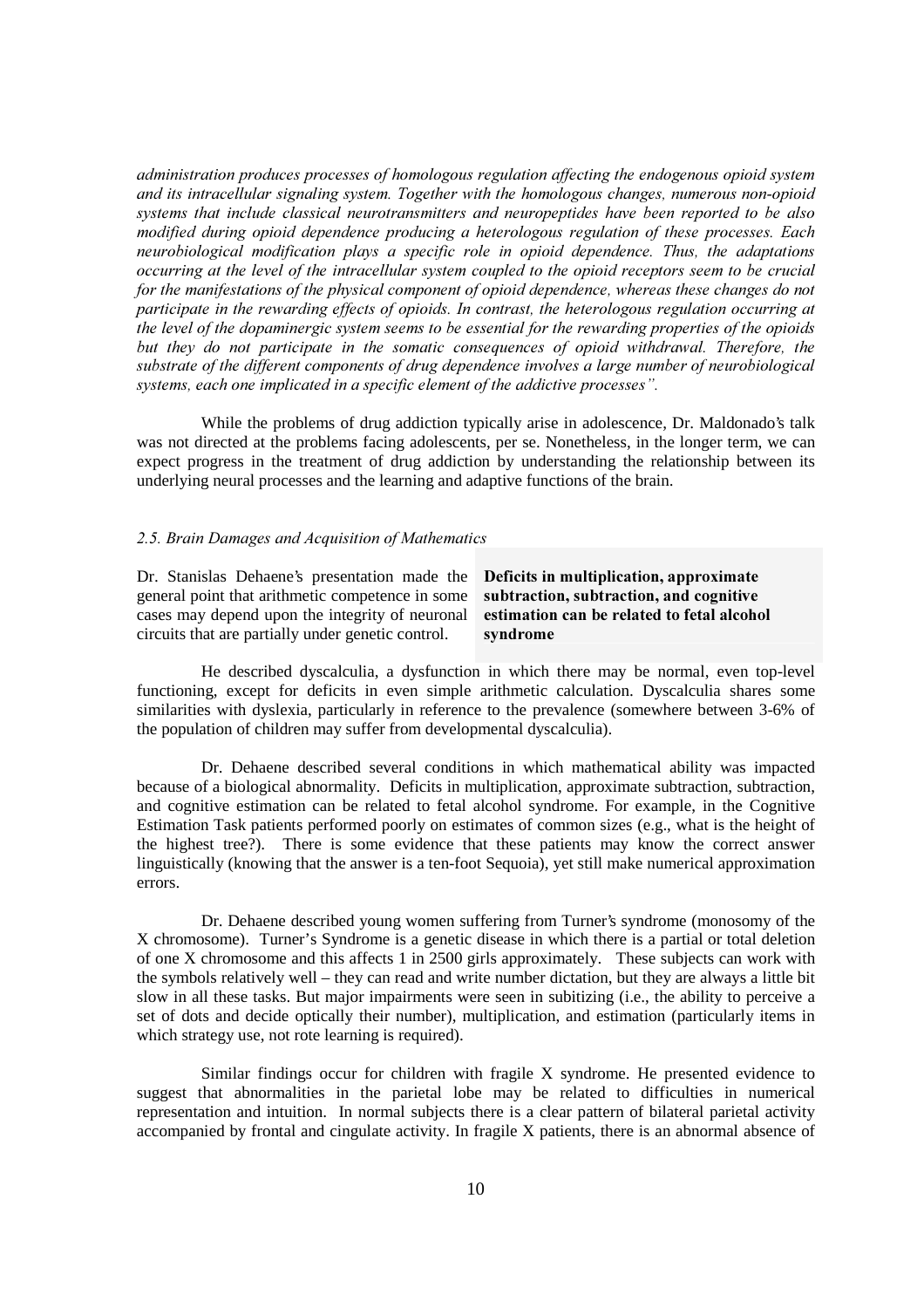*administration produces processes of homologous regulation affecting the endogenous opioid system and its intracellular signaling system. Together with the homologous changes, numerous non-opioid systems that include classical neurotransmitters and neuropeptides have been reported to be also modified during opioid dependence producing a heterologous regulation of these processes. Each neurobiological modification plays a specific role in opioid dependence. Thus, the adaptations occurring at the level of the intracellular system coupled to the opioid receptors seem to be crucial for the manifestations of the physical component of opioid dependence, whereas these changes do not participate in the rewarding effects of opioids. In contrast, the heterologous regulation occurring at the level of the dopaminergic system seems to be essential for the rewarding properties of the opioids but they do not participate in the somatic consequences of opioid withdrawal. Therefore, the substrate of the different components of drug dependence involves a large number of neurobiological systems, each one implicated in a specific element of the addictive processes".*

While the problems of drug addiction typically arise in adolescence, Dr. Maldonado's talk was not directed at the problems facing adolescents, per se. Nonetheless, in the longer term, we can expect progress in the treatment of drug addiction by understanding the relationship between its underlying neural processes and the learning and adaptive functions of the brain.

### *2.5. Brain Damages and Acquisition of Mathematics*

Dr. Stanislas Dehaene's presentation made the general point that arithmetic competence in some cases may depend upon the integrity of neuronal circuits that are partially under genetic control.

> **Deficits in multiplication, approximate subtraction, subtraction, and cognitive estimation can be related to fetal alcohol syndrome**

He described dyscalculia, a dysfunction in which there may be normal, even top-level functioning, except for deficits in even simple arithmetic calculation. Dyscalculia shares some similarities with dyslexia, particularly in reference to the prevalence (somewhere between 3-6% of the population of children may suffer from developmental dyscalculia).

Dr. Dehaene described several conditions in which mathematical ability was impacted because of a biological abnormality. Deficits in multiplication, approximate subtraction, subtraction, and cognitive estimation can be related to fetal alcohol syndrome. For example, in the Cognitive Estimation Task patients performed poorly on estimates of common sizes (e.g., what is the height of the highest tree?). There is some evidence that these patients may know the correct answer linguistically (knowing that the answer is a ten-foot Sequoia), yet still make numerical approximation errors.

Dr. Dehaene described young women suffering from Turner's syndrome (monosomy of the X chromosome). Turner's Syndrome is a genetic disease in which there is a partial or total deletion of one X chromosome and this affects 1 in 2500 girls approximately. These subjects can work with the symbols relatively well – they can read and write number dictation, but they are always a little bit slow in all these tasks. But major impairments were seen in subitizing (i.e., the ability to perceive a set of dots and decide optically their number), multiplication, and estimation (particularly items in which strategy use, not rote learning is required).

Similar findings occur for children with fragile X syndrome. He presented evidence to suggest that abnormalities in the parietal lobe may be related to difficulties in numerical representation and intuition. In normal subjects there is a clear pattern of bilateral parietal activity accompanied by frontal and cingulate activity. In fragile X patients, there is an abnormal absence of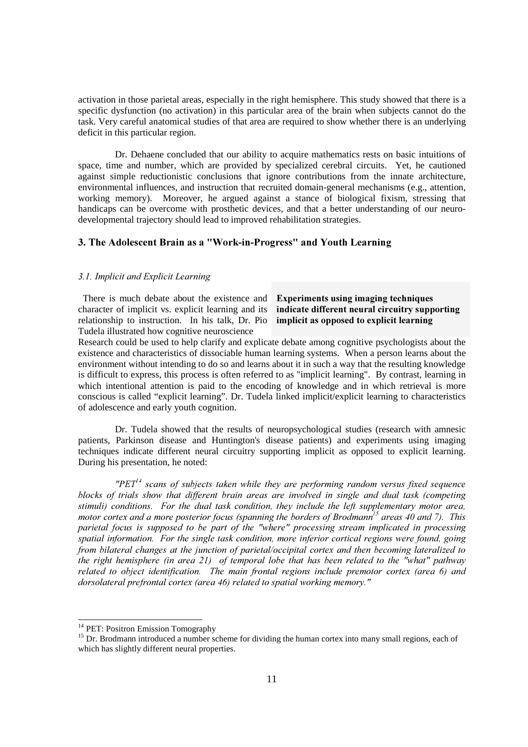activation in those parietal areas, especially in the right hemisphere. This study showed that there is a specific dysfunction (no activation) in this particular area of the brain when subjects cannot do the task. Very careful anatomical studies of that area are required to show whether there is an underlying deficit in this particular region.

Dr. Dehaene concluded that our ability to acquire mathematics rests on basic intuitions of space, time and number, which are provided by specialized cerebral circuits. Yet, he cautioned against simple reductionistic conclusions that ignore contributions from the innate architecture, environmental influences, and instruction that recruited domain-general mechanisms (e.g., attention, working memory). Moreover, he argued against a stance of biological fixism, stressing that handicaps can be overcome with prosthetic devices, and that a better understanding of our neuro-developmental trajectory should lead to improved rehabilitation strategies.

## 3. The Adolescent Brain as a "Work-in-Progress" and Youth Learning

### *3.1. Implicit and Explicit Learning*

**Experiments using imaging techniques indicate different neural circuitry supporting implicit as opposed to explicit learning**

There is much debate about the existence and character of implicit vs. explicit learning and its relationship to instruction. In his talk, Dr. Pio Tudela illustrated how cognitive neuroscience Research could be used to help clarify and explicate debate among cognitive psychologists about the existence and characteristics of dissociable human learning systems. When a person learns about the environment without intending to do so and learns about it in such a way that the resulting knowledge is difficult to express, this process is often referred to as "implicit learning". By contrast, learning in which intentional attention is paid to the encoding of knowledge and in which retrieval is more conscious is called "explicit learning". Dr. Tudela linked implicit/explicit learning to characteristics of adolescence and early youth cognition.

Dr. Tudela showed that the results of neuropsychological studies (research with amnesic patients, Parkinson disease and Huntington's disease patients) and experiments using imaging techniques indicate different neural circuitry supporting implicit as opposed to explicit learning. During his presentation, he noted:

*"PET[14] scans of subjects taken while they are performing random versus fixed sequence blocks of trials show that different brain areas are involved in single and dual task (competing stimuli) conditions. For the dual task condition, they include the left supplementary motor area, motor cortex and a more posterior focus (spanning the borders of Brodmann[15] areas 40 and 7). This parietal focus is supposed to be part of the "where" processing stream implicated in processing spatial information. For the single task condition, more inferior cortical regions were found, going from bilateral changes at the junction of parietal/occipital cortex and then becoming lateralized to the right hemisphere (in area 21) of temporal lobe that has been related to the "what" pathway related to object identification. The main frontal regions include premotor cortex (area 6) and dorsolateral prefrontal cortex (area 46) related to spatial working memory."*

---

[14] PET: Positron Emission Tomography

[15] Dr. Brodmann introduced a number scheme for dividing the human cortex into many small regions, each of which has slightly different neural properties.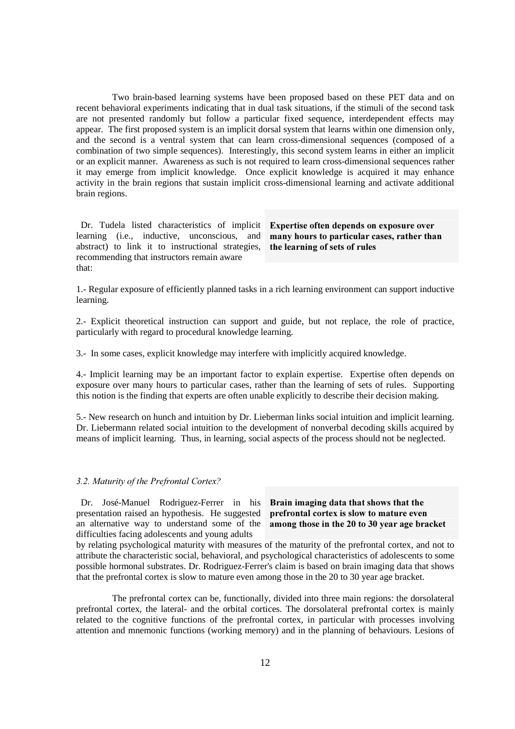Two brain-based learning systems have been proposed based on these PET data and on recent behavioral experiments indicating that in dual task situations, if the stimuli of the second task are not presented randomly but follow a particular fixed sequence, interdependent effects may appear. The first proposed system is an implicit dorsal system that learns within one dimension only, and the second is a ventral system that can learn cross-dimensional sequences (composed of a combination of two simple sequences). Interestingly, this second system learns in either an implicit or an explicit manner. Awareness as such is not required to learn cross-dimensional sequences rather it may emerge from implicit knowledge. Once explicit knowledge is acquired it may enhance activity in the brain regions that sustain implicit cross-dimensional learning and activate additional brain regions.

**Expertise often depends on exposure over many hours to particular cases, rather than the learning of sets of rules**

Dr. Tudela listed characteristics of implicit learning (i.e., inductive, unconscious, and abstract) to link it to instructional strategies, recommending that instructors remain aware that:

1.- Regular exposure of efficiently planned tasks in a rich learning environment can support inductive learning.

2.- Explicit theoretical instruction can support and guide, but not replace, the role of practice, particularly with regard to procedural knowledge learning.

3.- In some cases, explicit knowledge may interfere with implicitly acquired knowledge.

4.- Implicit learning may be an important factor to explain expertise. Expertise often depends on exposure over many hours to particular cases, rather than the learning of sets of rules. Supporting this notion is the finding that experts are often unable explicitly to describe their decision making.

5.- New research on hunch and intuition by Dr. Lieberman links social intuition and implicit learning. Dr. Liebermann related social intuition to the development of nonverbal decoding skills acquired by means of implicit learning. Thus, in learning, social aspects of the process should not be neglected.

### *3.2. Maturity of the Prefrontal Cortex?*

**Brain imaging data that shows that the prefrontal cortex is slow to mature even among those in the 20 to 30 year age bracket**

Dr. José-Manuel Rodriguez-Ferrer in his presentation raised an hypothesis. He suggested an alternative way to understand some of the difficulties facing adolescents and young adults by relating psychological maturity with measures of the maturity of the prefrontal cortex, and not to attribute the characteristic social, behavioral, and psychological characteristics of adolescents to some possible hormonal substrates. Dr. Rodriguez-Ferrer's claim is based on brain imaging data that shows that the prefrontal cortex is slow to mature even among those in the 20 to 30 year age bracket.

The prefrontal cortex can be, functionally, divided into three main regions: the dorsolateral prefrontal cortex, the lateral- and the orbital cortices. The dorsolateral prefrontal cortex is mainly related to the cognitive functions of the prefrontal cortex, in particular with processes involving attention and mnemonic functions (working memory) and in the planning of behaviours. Lesions of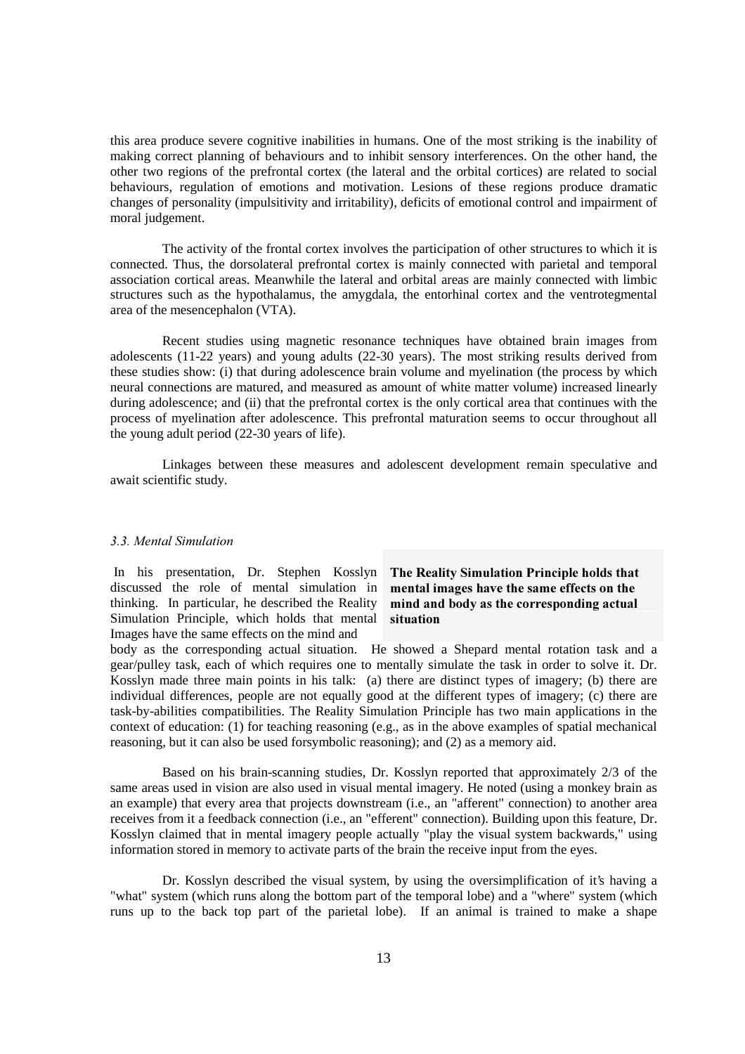this area produce severe cognitive inabilities in humans. One of the most striking is the inability of making correct planning of behaviours and to inhibit sensory interferences. On the other hand, the other two regions of the prefrontal cortex (the lateral and the orbital cortices) are related to social behaviours, regulation of emotions and motivation. Lesions of these regions produce dramatic changes of personality (impulsitivity and irritability), deficits of emotional control and impairment of moral judgement.

The activity of the frontal cortex involves the participation of other structures to which it is connected. Thus, the dorsolateral prefrontal cortex is mainly connected with parietal and temporal association cortical areas. Meanwhile the lateral and orbital areas are mainly connected with limbic structures such as the hypothalamus, the amygdala, the entorhinal cortex and the ventrotegmental area of the mesencephalon (VTA).

Recent studies using magnetic resonance techniques have obtained brain images from adolescents (11-22 years) and young adults (22-30 years). The most striking results derived from these studies show: (i) that during adolescence brain volume and myelination (the process by which neural connections are matured, and measured as amount of white matter volume) increased linearly during adolescence; and (ii) that the prefrontal cortex is the only cortical area that continues with the process of myelination after adolescence. This prefrontal maturation seems to occur throughout all the young adult period (22-30 years of life).

Linkages between these measures and adolescent development remain speculative and await scientific study.

### *3.3. Mental Simulation*

**The Reality Simulation Principle holds that mental images have the same effects on the mind and body as the corresponding actual situation**

In his presentation, Dr. Stephen Kosslyn discussed the role of mental simulation in thinking. In particular, he described the Reality Simulation Principle, which holds that mental Images have the same effects on the mind and body as the corresponding actual situation. He showed a Shepard mental rotation task and a gear/pulley task, each of which requires one to mentally simulate the task in order to solve it. Dr. Kosslyn made three main points in his talk: (a) there are distinct types of imagery; (b) there are individual differences, people are not equally good at the different types of imagery; (c) there are task-by-abilities compatibilities. The Reality Simulation Principle has two main applications in the context of education: (1) for teaching reasoning (e.g., as in the above examples of spatial mechanical reasoning, but it can also be used forsymbolic reasoning); and (2) as a memory aid.

Based on his brain-scanning studies, Dr. Kosslyn reported that approximately 2/3 of the same areas used in vision are also used in visual mental imagery. He noted (using a monkey brain as an example) that every area that projects downstream (i.e., an "afferent" connection) to another area receives from it a feedback connection (i.e., an "efferent" connection). Building upon this feature, Dr. Kosslyn claimed that in mental imagery people actually "play the visual system backwards," using information stored in memory to activate parts of the brain the receive input from the eyes.

Dr. Kosslyn described the visual system, by using the oversimplification of it's having a "what" system (which runs along the bottom part of the temporal lobe) and a "where" system (which runs up to the back top part of the parietal lobe). If an animal is trained to make a shape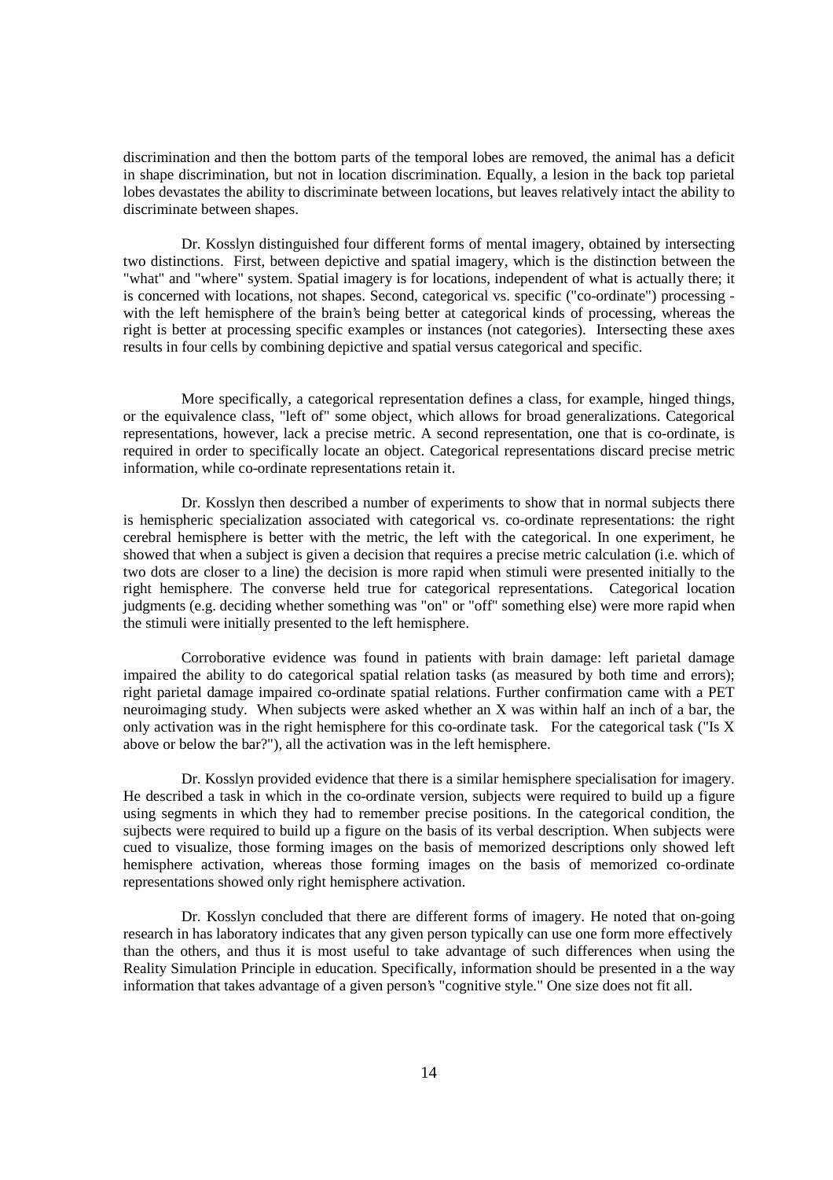discrimination and then the bottom parts of the temporal lobes are removed, the animal has a deficit in shape discrimination, but not in location discrimination. Equally, a lesion in the back top parietal lobes devastates the ability to discriminate between locations, but leaves relatively intact the ability to discriminate between shapes.

Dr. Kosslyn distinguished four different forms of mental imagery, obtained by intersecting two distinctions. First, between depictive and spatial imagery, which is the distinction between the "what" and "where" system. Spatial imagery is for locations, independent of what is actually there; it is concerned with locations, not shapes. Second, categorical vs. specific ("co-ordinate") processing - with the left hemisphere of the brain's being better at categorical kinds of processing, whereas the right is better at processing specific examples or instances (not categories). Intersecting these axes results in four cells by combining depictive and spatial versus categorical and specific.

More specifically, a categorical representation defines a class, for example, hinged things, or the equivalence class, "left of" some object, which allows for broad generalizations. Categorical representations, however, lack a precise metric. A second representation, one that is co-ordinate, is required in order to specifically locate an object. Categorical representations discard precise metric information, while co-ordinate representations retain it.

Dr. Kosslyn then described a number of experiments to show that in normal subjects there is hemispheric specialization associated with categorical vs. co-ordinate representations: the right cerebral hemisphere is better with the metric, the left with the categorical. In one experiment, he showed that when a subject is given a decision that requires a precise metric calculation (i.e. which of two dots are closer to a line) the decision is more rapid when stimuli were presented initially to the right hemisphere. The converse held true for categorical representations. Categorical location judgments (e.g. deciding whether something was "on" or "off" something else) were more rapid when the stimuli were initially presented to the left hemisphere.

Corroborative evidence was found in patients with brain damage: left parietal damage impaired the ability to do categorical spatial relation tasks (as measured by both time and errors); right parietal damage impaired co-ordinate spatial relations. Further confirmation came with a PET neuroimaging study. When subjects were asked whether an X was within half an inch of a bar, the only activation was in the right hemisphere for this co-ordinate task. For the categorical task ("Is X above or below the bar?"), all the activation was in the left hemisphere.

Dr. Kosslyn provided evidence that there is a similar hemisphere specialisation for imagery. He described a task in which in the co-ordinate version, subjects were required to build up a figure using segments in which they had to remember precise positions. In the categorical condition, the sujbects were required to build up a figure on the basis of its verbal description. When subjects were cued to visualize, those forming images on the basis of memorized descriptions only showed left hemisphere activation, whereas those forming images on the basis of memorized co-ordinate representations showed only right hemisphere activation.

Dr. Kosslyn concluded that there are different forms of imagery. He noted that on-going research in has laboratory indicates that any given person typically can use one form more effectively than the others, and thus it is most useful to take advantage of such differences when using the Reality Simulation Principle in education. Specifically, information should be presented in a the way information that takes advantage of a given person's "cognitive style." One size does not fit all.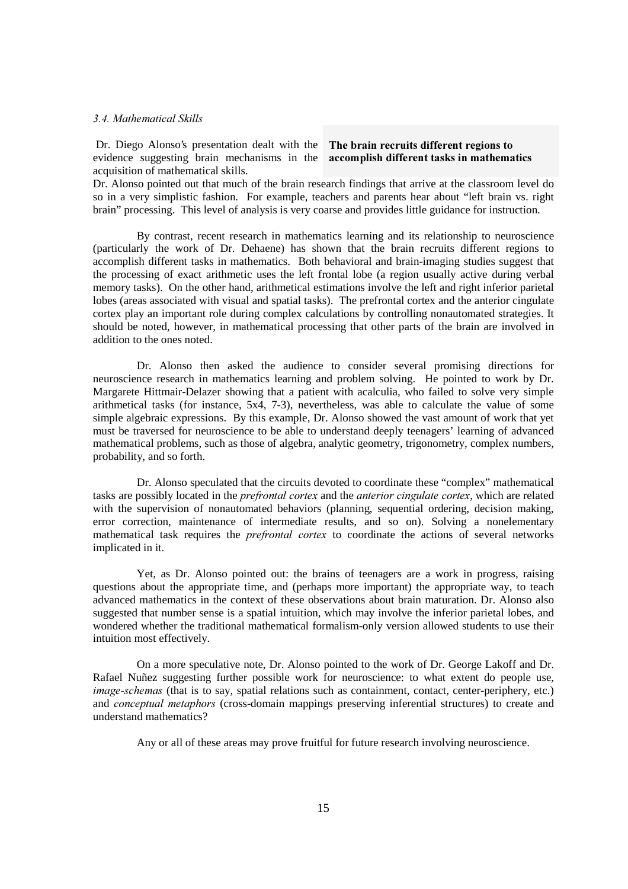### *3.4. Mathematical Skills*

Dr. Diego Alonso's presentation dealt with the evidence suggesting brain mechanisms in the acquisition of mathematical skills.

**The brain recruits different regions to accomplish different tasks in mathematics**

Dr. Alonso pointed out that much of the brain research findings that arrive at the classroom level do so in a very simplistic fashion. For example, teachers and parents hear about "left brain vs. right brain" processing. This level of analysis is very coarse and provides little guidance for instruction.

By contrast, recent research in mathematics learning and its relationship to neuroscience (particularly the work of Dr. Dehaene) has shown that the brain recruits different regions to accomplish different tasks in mathematics. Both behavioral and brain-imaging studies suggest that the processing of exact arithmetic uses the left frontal lobe (a region usually active during verbal memory tasks). On the other hand, arithmetical estimations involve the left and right inferior parietal lobes (areas associated with visual and spatial tasks). The prefrontal cortex and the anterior cingulate cortex play an important role during complex calculations by controlling nonautomated strategies. It should be noted, however, in mathematical processing that other parts of the brain are involved in addition to the ones noted.

Dr. Alonso then asked the audience to consider several promising directions for neuroscience research in mathematics learning and problem solving. He pointed to work by Dr. Margarete Hittmair-Delazer showing that a patient with acalculia, who failed to solve very simple arithmetical tasks (for instance, 5x4, 7-3), nevertheless, was able to calculate the value of some simple algebraic expressions. By this example, Dr. Alonso showed the vast amount of work that yet must be traversed for neuroscience to be able to understand deeply teenagers' learning of advanced mathematical problems, such as those of algebra, analytic geometry, trigonometry, complex numbers, probability, and so forth.

Dr. Alonso speculated that the circuits devoted to coordinate these "complex" mathematical tasks are possibly located in the *prefrontal cortex* and the *anterior cingulate cortex*, which are related with the supervision of nonautomated behaviors (planning, sequential ordering, decision making, error correction, maintenance of intermediate results, and so on). Solving a nonelementary mathematical task requires the *prefrontal cortex* to coordinate the actions of several networks implicated in it.

Yet, as Dr. Alonso pointed out: the brains of teenagers are a work in progress, raising questions about the appropriate time, and (perhaps more important) the appropriate way, to teach advanced mathematics in the context of these observations about brain maturation. Dr. Alonso also suggested that number sense is a spatial intuition, which may involve the inferior parietal lobes, and wondered whether the traditional mathematical formalism-only version allowed students to use their intuition most effectively.

On a more speculative note, Dr. Alonso pointed to the work of Dr. George Lakoff and Dr. Rafael Nuñez suggesting further possible work for neuroscience: to what extent do people use, *image-schemas* (that is to say, spatial relations such as containment, contact, center-periphery, etc.) and *conceptual metaphors* (cross-domain mappings preserving inferential structures) to create and understand mathematics?

Any or all of these areas may prove fruitful for future research involving neuroscience.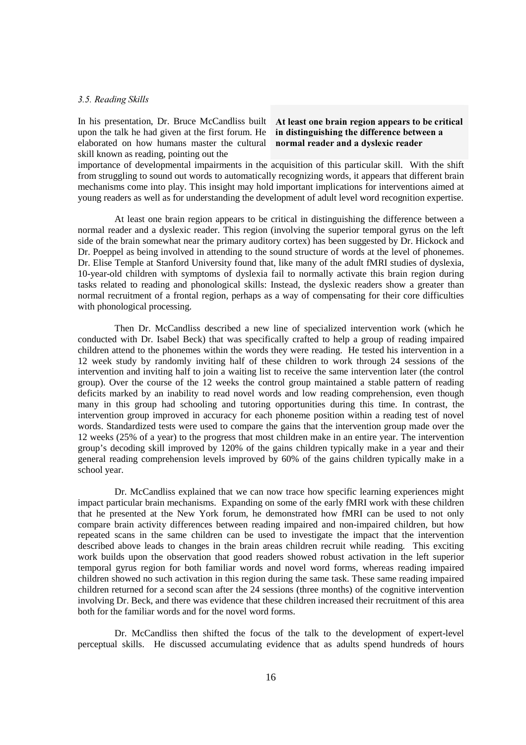### *3.5. Reading Skills*

**At least one brain region appears to be critical in distinguishing the difference between a normal reader and a dyslexic reader**

In his presentation, Dr. Bruce McCandliss built upon the talk he had given at the first forum. He elaborated on how humans master the cultural skill known as reading, pointing out the importance of developmental impairments in the acquisition of this particular skill. With the shift from struggling to sound out words to automatically recognizing words, it appears that different brain mechanisms come into play. This insight may hold important implications for interventions aimed at young readers as well as for understanding the development of adult level word recognition expertise.

At least one brain region appears to be critical in distinguishing the difference between a normal reader and a dyslexic reader. This region (involving the superior temporal gyrus on the left side of the brain somewhat near the primary auditory cortex) has been suggested by Dr. Hickock and Dr. Poeppel as being involved in attending to the sound structure of words at the level of phonemes. Dr. Elise Temple at Stanford University found that, like many of the adult fMRI studies of dyslexia, 10-year-old children with symptoms of dyslexia fail to normally activate this brain region during tasks related to reading and phonological skills: Instead, the dyslexic readers show a greater than normal recruitment of a frontal region, perhaps as a way of compensating for their core difficulties with phonological processing.

Then Dr. McCandliss described a new line of specialized intervention work (which he conducted with Dr. Isabel Beck) that was specifically crafted to help a group of reading impaired children attend to the phonemes within the words they were reading. He tested his intervention in a 12 week study by randomly inviting half of these children to work through 24 sessions of the intervention and inviting half to join a waiting list to receive the same intervention later (the control group). Over the course of the 12 weeks the control group maintained a stable pattern of reading deficits marked by an inability to read novel words and low reading comprehension, even though many in this group had schooling and tutoring opportunities during this time. In contrast, the intervention group improved in accuracy for each phoneme position within a reading test of novel words. Standardized tests were used to compare the gains that the intervention group made over the 12 weeks (25% of a year) to the progress that most children make in an entire year. The intervention group's decoding skill improved by 120% of the gains children typically make in a year and their general reading comprehension levels improved by 60% of the gains children typically make in a school year.

Dr. McCandliss explained that we can now trace how specific learning experiences might impact particular brain mechanisms. Expanding on some of the early fMRI work with these children that he presented at the New York forum, he demonstrated how fMRI can be used to not only compare brain activity differences between reading impaired and non-impaired children, but how repeated scans in the same children can be used to investigate the impact that the intervention described above leads to changes in the brain areas children recruit while reading. This exciting work builds upon the observation that good readers showed robust activation in the left superior temporal gyrus region for both familiar words and novel word forms, whereas reading impaired children showed no such activation in this region during the same task. These same reading impaired children returned for a second scan after the 24 sessions (three months) of the cognitive intervention involving Dr. Beck, and there was evidence that these children increased their recruitment of this area both for the familiar words and for the novel word forms.

Dr. McCandliss then shifted the focus of the talk to the development of expert-level perceptual skills. He discussed accumulating evidence that as adults spend hundreds of hours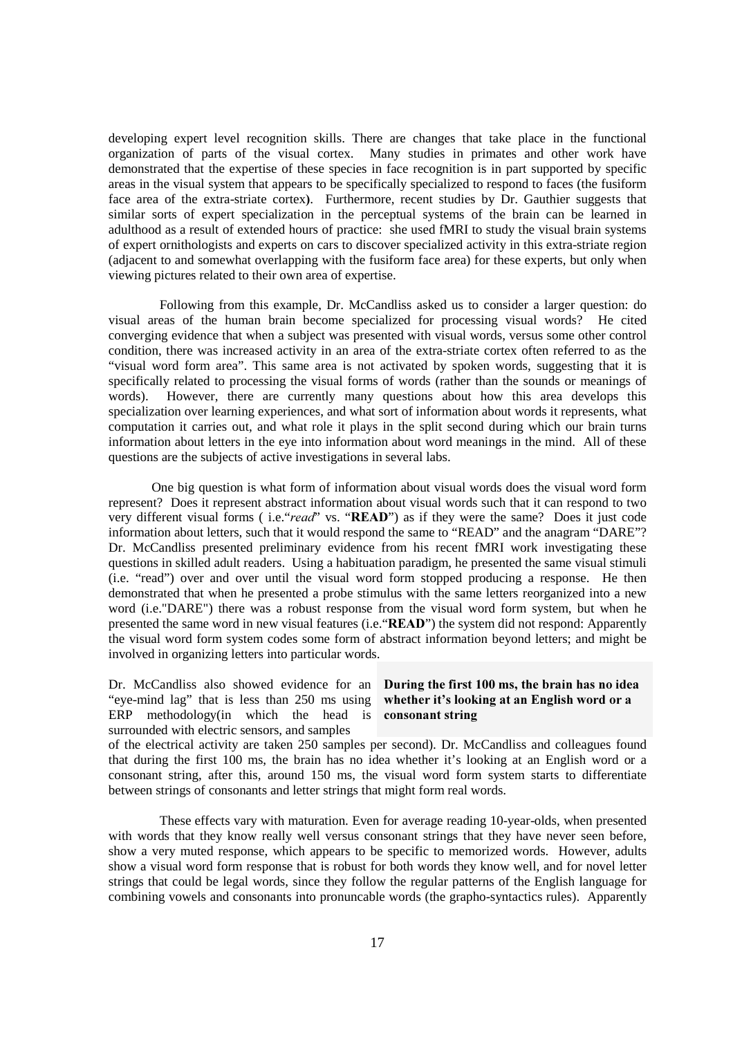developing expert level recognition skills. There are changes that take place in the functional organization of parts of the visual cortex. Many studies in primates and other work have demonstrated that the expertise of these species in face recognition is in part supported by specific areas in the visual system that appears to be specifically specialized to respond to faces (the fusiform face area of the extra-striate cortex**)**. Furthermore, recent studies by Dr. Gauthier suggests that similar sorts of expert specialization in the perceptual systems of the brain can be learned in adulthood as a result of extended hours of practice: she used fMRI to study the visual brain systems of expert ornithologists and experts on cars to discover specialized activity in this extra-striate region (adjacent to and somewhat overlapping with the fusiform face area) for these experts, but only when viewing pictures related to their own area of expertise.

Following from this example, Dr. McCandliss asked us to consider a larger question: do visual areas of the human brain become specialized for processing visual words? He cited converging evidence that when a subject was presented with visual words, versus some other control condition, there was increased activity in an area of the extra-striate cortex often referred to as the "visual word form area". This same area is not activated by spoken words, suggesting that it is specifically related to processing the visual forms of words (rather than the sounds or meanings of words). However, there are currently many questions about how this area develops this specialization over learning experiences, and what sort of information about words it represents, what computation it carries out, and what role it plays in the split second during which our brain turns information about letters in the eye into information about word meanings in the mind. All of these questions are the subjects of active investigations in several labs.

One big question is what form of information about visual words does the visual word form represent? Does it represent abstract information about visual words such that it can respond to two very different visual forms ( i.e."*read*" vs. "**READ**") as if they were the same? Does it just code information about letters, such that it would respond the same to "READ" and the anagram "DARE"? Dr. McCandliss presented preliminary evidence from his recent fMRI work investigating these questions in skilled adult readers. Using a habituation paradigm, he presented the same visual stimuli (i.e. "read") over and over until the visual word form stopped producing a response. He then demonstrated that when he presented a probe stimulus with the same letters reorganized into a new word (i.e."DARE") there was a robust response from the visual word form system, but when he presented the same word in new visual features (i.e."**READ**") the system did not respond: Apparently the visual word form system codes some form of abstract information beyond letters; and might be involved in organizing letters into particular words.

**During the first 100 ms, the brain has no idea whether it's looking at an English word or a consonant string**

Dr. McCandliss also showed evidence for an "eye-mind lag" that is less than 250 ms using ERP methodology(in which the head is surrounded with electric sensors, and samples of the electrical activity are taken 250 samples per second). Dr. McCandliss and colleagues found that during the first 100 ms, the brain has no idea whether it's looking at an English word or a consonant string, after this, around 150 ms, the visual word form system starts to differentiate between strings of consonants and letter strings that might form real words.

These effects vary with maturation. Even for average reading 10-year-olds, when presented with words that they know really well versus consonant strings that they have never seen before, show a very muted response, which appears to be specific to memorized words. However, adults show a visual word form response that is robust for both words they know well, and for novel letter strings that could be legal words, since they follow the regular patterns of the English language for combining vowels and consonants into pronuncable words (the grapho-syntactics rules). Apparently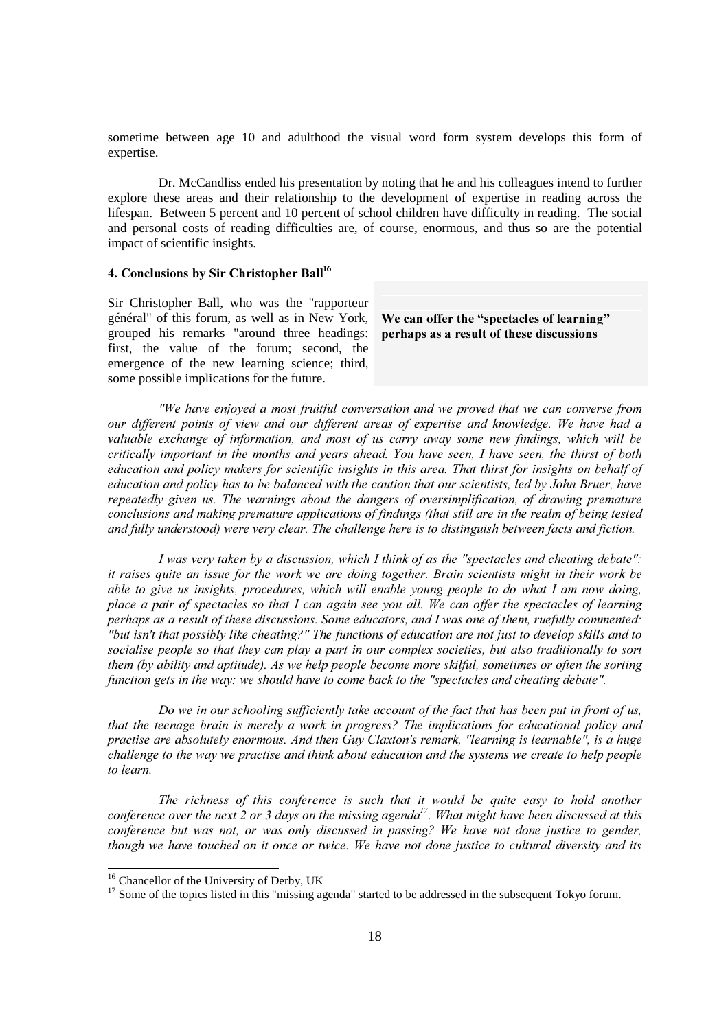sometime between age 10 and adulthood the visual word form system develops this form of expertise.

Dr. McCandliss ended his presentation by noting that he and his colleagues intend to further explore these areas and their relationship to the development of expertise in reading across the lifespan. Between 5 percent and 10 percent of school children have difficulty in reading. The social and personal costs of reading difficulties are, of course, enormous, and thus so are the potential impact of scientific insights.

#### 4. Conclusions by Sir Christopher Ball[16]

Sir Christopher Ball, who was the "rapporteur général" of this forum, as well as in New York, grouped his remarks "around three headings: first, the value of the forum; second, the emergence of the new learning science; third, some possible implications for the future.

**We can offer the "spectacles of learning" perhaps as a result of these discussions**

*"We have enjoyed a most fruitful conversation and we proved that we can converse from our different points of view and our different areas of expertise and knowledge. We have had a valuable exchange of information, and most of us carry away some new findings, which will be critically important in the months and years ahead. You have seen, I have seen, the thirst of both education and policy makers for scientific insights in this area. That thirst for insights on behalf of education and policy has to be balanced with the caution that our scientists, led by John Bruer, have repeatedly given us. The warnings about the dangers of oversimplification, of drawing premature conclusions and making premature applications of findings (that still are in the realm of being tested and fully understood) were very clear. The challenge here is to distinguish between facts and fiction.*

*I was very taken by a discussion, which I think of as the "spectacles and cheating debate": it raises quite an issue for the work we are doing together. Brain scientists might in their work be able to give us insights, procedures, which will enable young people to do what I am now doing, place a pair of spectacles so that I can again see you all. We can offer the spectacles of learning perhaps as a result of these discussions. Some educators, and I was one of them, ruefully commented: "but isn't that possibly like cheating?" The functions of education are not just to develop skills and to socialise people so that they can play a part in our complex societies, but also traditionally to sort them (by ability and aptitude). As we help people become more skilful, sometimes or often the sorting function gets in the way: we should have to come back to the "spectacles and cheating debate".*

*Do we in our schooling sufficiently take account of the fact that has been put in front of us, that the teenage brain is merely a work in progress? The implications for educational policy and practise are absolutely enormous. And then Guy Claxton's remark, "learning is learnable", is a huge challenge to the way we practise and think about education and the systems we create to help people to learn.*

*The richness of this conference is such that it would be quite easy to hold another conference over the next 2 or 3 days on the missing agenda[17]. What might have been discussed at this conference but was not, or was only discussed in passing? We have not done justice to gender, though we have touched on it once or twice. We have not done justice to cultural diversity and its*

---

[16] Chancellor of the University of Derby, UK

[17] Some of the topics listed in this "missing agenda" started to be addressed in the subsequent Tokyo forum.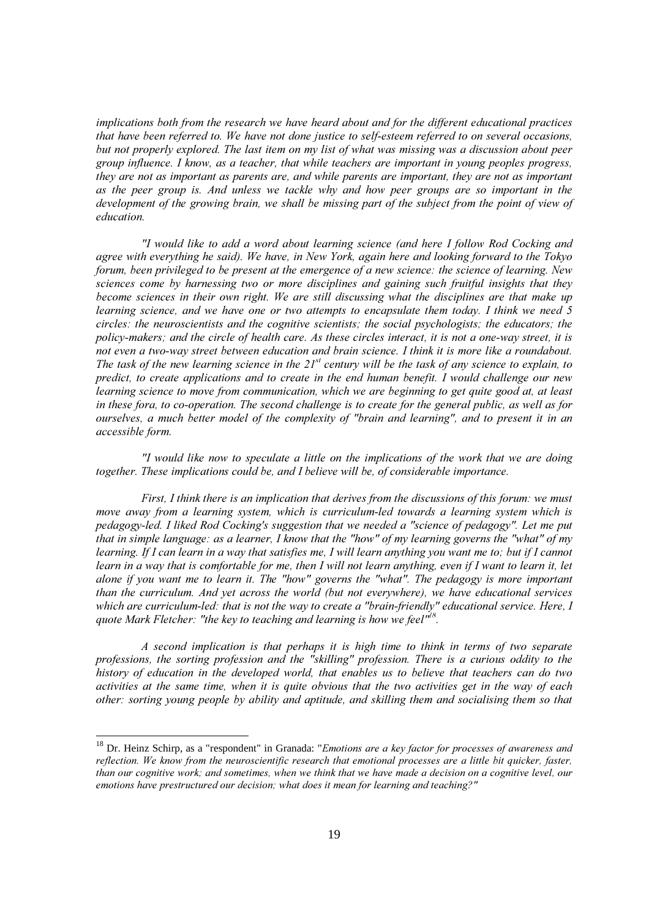*implications both from the research we have heard about and for the different educational practices that have been referred to. We have not done justice to self-esteem referred to on several occasions, but not properly explored. The last item on my list of what was missing was a discussion about peer group influence. I know, as a teacher, that while teachers are important in young peoples progress, they are not as important as parents are, and while parents are important, they are not as important as the peer group is. And unless we tackle why and how peer groups are so important in the development of the growing brain, we shall be missing part of the subject from the point of view of education.*

*"I would like to add a word about learning science (and here I follow Rod Cocking and agree with everything he said). We have, in New York, again here and looking forward to the Tokyo forum, been privileged to be present at the emergence of a new science: the science of learning. New sciences come by harnessing two or more disciplines and gaining such fruitful insights that they become sciences in their own right. We are still discussing what the disciplines are that make up learning science, and we have one or two attempts to encapsulate them today. I think we need 5 circles: the neuroscientists and the cognitive scientists; the social psychologists; the educators; the policy-makers; and the circle of health care. As these circles interact, it is not a one-way street, it is not even a two-way street between education and brain science. I think it is more like a roundabout. The task of the new learning science in the 21st century will be the task of any science to explain, to predict, to create applications and to create in the end human benefit. I would challenge our new learning science to move from communication, which we are beginning to get quite good at, at least in these fora, to co-operation. The second challenge is to create for the general public, as well as for ourselves, a much better model of the complexity of "brain and learning", and to present it in an accessible form.*

*"I would like now to speculate a little on the implications of the work that we are doing together. These implications could be, and I believe will be, of considerable importance.*

*First, I think there is an implication that derives from the discussions of this forum: we must move away from a learning system, which is curriculum-led towards a learning system which is pedagogy-led. I liked Rod Cocking's suggestion that we needed a "science of pedagogy". Let me put that in simple language: as a learner, I know that the "how" of my learning governs the "what" of my learning. If I can learn in a way that satisfies me, I will learn anything you want me to; but if I cannot learn in a way that is comfortable for me, then I will not learn anything, even if I want to learn it, let alone if you want me to learn it. The "how" governs the "what". The pedagogy is more important than the curriculum. And yet across the world (but not everywhere), we have educational services which are curriculum-led: that is not the way to create a "brain-friendly" educational service. Here, I quote Mark Fletcher: "the key to teaching and learning is how we feel"*[18].

*A second implication is that perhaps it is high time to think in terms of two separate professions, the sorting profession and the "skilling" profession. There is a curious oddity to the history of education in the developed world, that enables us to believe that teachers can do two activities at the same time, when it is quite obvious that the two activities get in the way of each other: sorting young people by ability and aptitude, and skilling them and socialising them so that*

---

[18] Dr. Heinz Schirp, as a "respondent" in Granada: "*Emotions are a key factor for processes of awareness and reflection. We know from the neuroscientific research that emotional processes are a little bit quicker, faster, than our cognitive work; and sometimes, when we think that we have made a decision on a cognitive level, our emotions have prestructured our decision; what does it mean for learning and teaching?"*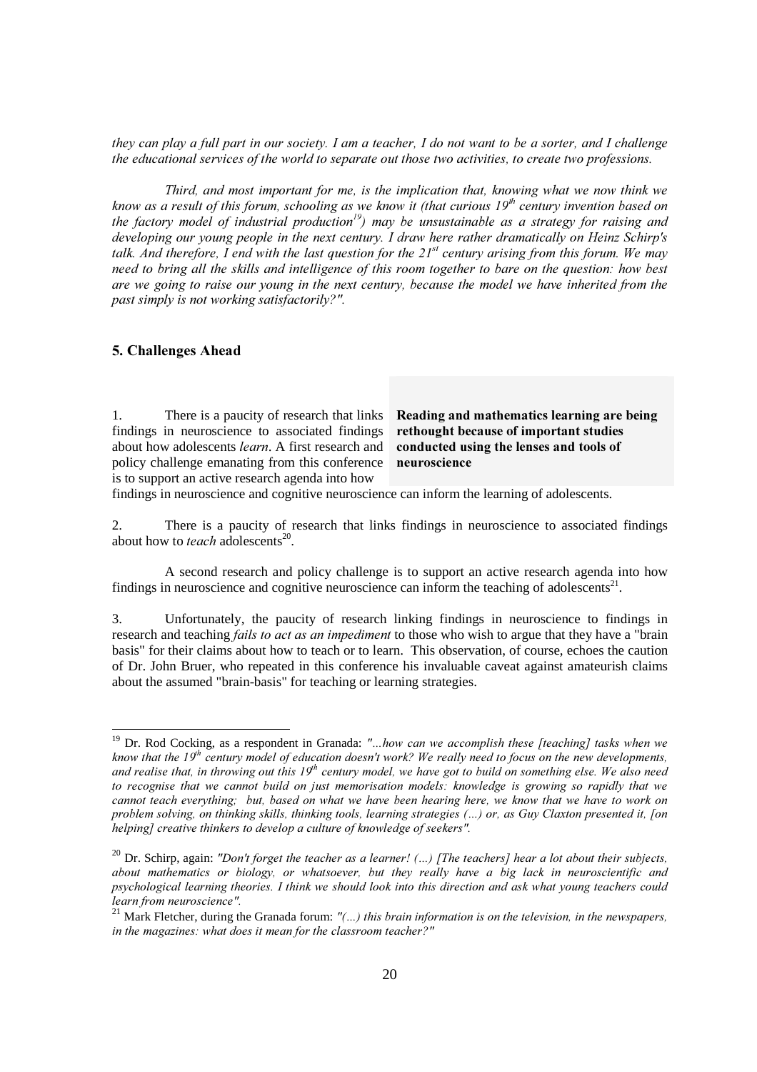*they can play a full part in our society. I am a teacher, I do not want to be a sorter, and I challenge the educational services of the world to separate out those two activities, to create two professions.*

*Third, and most important for me, is the implication that, knowing what we now think we know as a result of this forum, schooling as we know it (that curious 19th century invention based on the factory model of industrial production[19]) may be unsustainable as a strategy for raising and developing our young people in the next century. I draw here rather dramatically on Heinz Schirp's talk. And therefore, I end with the last question for the 21st century arising from this forum. We may need to bring all the skills and intelligence of this room together to bare on the question: how best are we going to raise our young in the next century, because the model we have inherited from the past simply is not working satisfactorily?".*

## 5. Challenges Ahead

**Reading and mathematics learning are being rethought because of important studies conducted using the lenses and tools of neuroscience**

1. There is a paucity of research that links findings in neuroscience to associated findings about how adolescents *learn*. A first research and policy challenge emanating from this conference is to support an active research agenda into how findings in neuroscience and cognitive neuroscience can inform the learning of adolescents.

2. There is a paucity of research that links findings in neuroscience to associated findings about how to *teach* adolescents[20].

A second research and policy challenge is to support an active research agenda into how findings in neuroscience and cognitive neuroscience can inform the teaching of adolescents[21].

3. Unfortunately, the paucity of research linking findings in neuroscience to findings in research and teaching *fails to act as an impediment* to those who wish to argue that they have a "brain basis" for their claims about how to teach or to learn. This observation, of course, echoes the caution of Dr. John Bruer, who repeated in this conference his invaluable caveat against amateurish claims about the assumed "brain-basis" for teaching or learning strategies.

---

[19] Dr. Rod Cocking, as a respondent in Granada: *"...how can we accomplish these [teaching] tasks when we know that the 19th century model of education doesn't work? We really need to focus on the new developments, and realise that, in throwing out this 19th century model, we have got to build on something else. We also need to recognise that we cannot build on just memorisation models: knowledge is growing so rapidly that we cannot teach everything; but, based on what we have been hearing here, we know that we have to work on problem solving, on thinking skills, thinking tools, learning strategies (...) or, as Guy Claxton presented it, [on helping] creative thinkers to develop a culture of knowledge of seekers".*

[20] Dr. Schirp, again: *"Don't forget the teacher as a learner! (...) [The teachers] hear a lot about their subjects, about mathematics or biology, or whatsoever, but they really have a big lack in neuroscientific and psychological learning theories. I think we should look into this direction and ask what young teachers could learn from neuroscience".*

[21] Mark Fletcher, during the Granada forum: *"(...) this brain information is on the television, in the newspapers, in the magazines: what does it mean for the classroom teacher?"*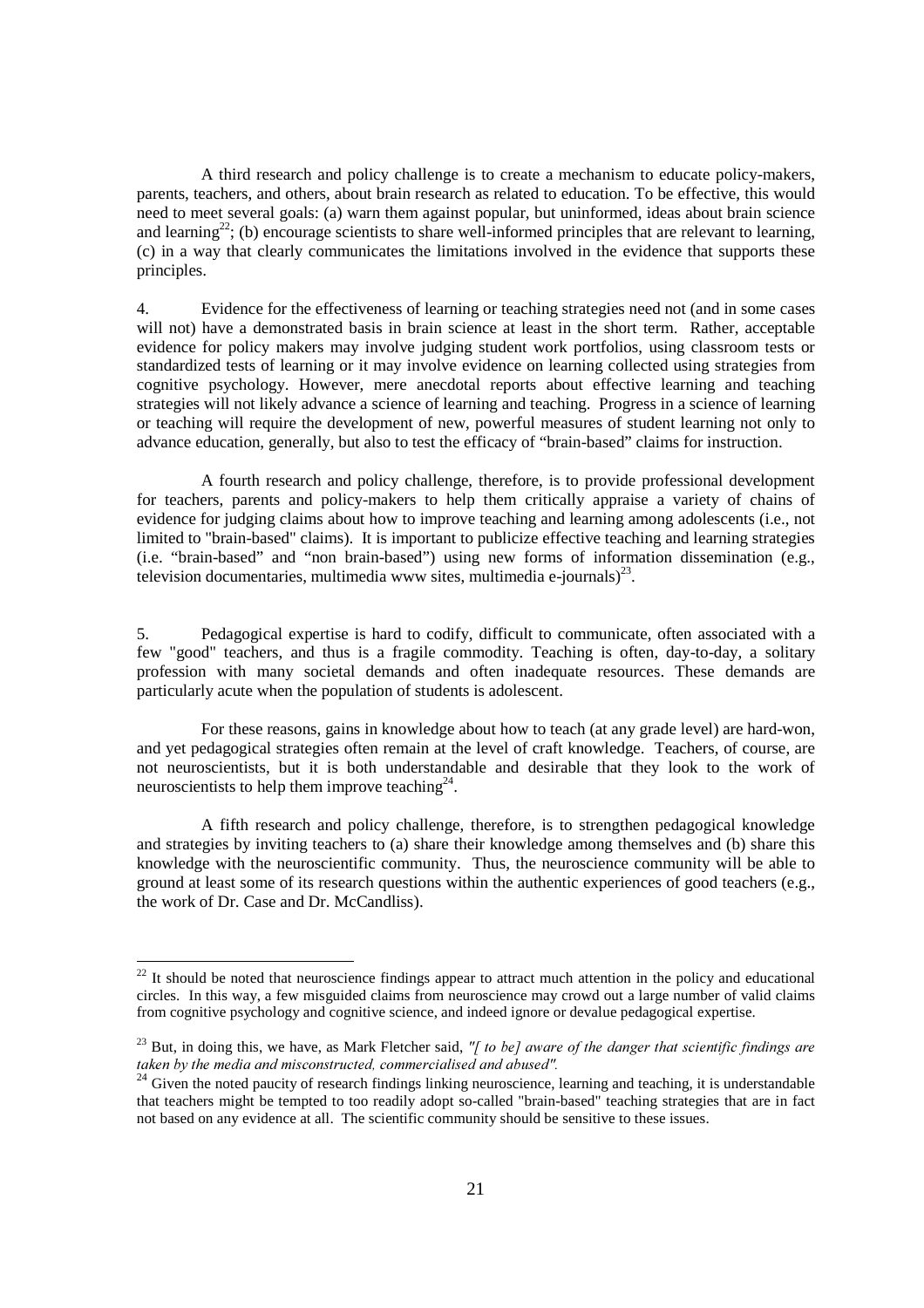A third research and policy challenge is to create a mechanism to educate policy-makers, parents, teachers, and others, about brain research as related to education. To be effective, this would need to meet several goals: (a) warn them against popular, but uninformed, ideas about brain science and learning[22]; (b) encourage scientists to share well-informed principles that are relevant to learning, (c) in a way that clearly communicates the limitations involved in the evidence that supports these principles.

4. Evidence for the effectiveness of learning or teaching strategies need not (and in some cases will not) have a demonstrated basis in brain science at least in the short term. Rather, acceptable evidence for policy makers may involve judging student work portfolios, using classroom tests or standardized tests of learning or it may involve evidence on learning collected using strategies from cognitive psychology. However, mere anecdotal reports about effective learning and teaching strategies will not likely advance a science of learning and teaching. Progress in a science of learning or teaching will require the development of new, powerful measures of student learning not only to advance education, generally, but also to test the efficacy of "brain-based" claims for instruction.

A fourth research and policy challenge, therefore, is to provide professional development for teachers, parents and policy-makers to help them critically appraise a variety of chains of evidence for judging claims about how to improve teaching and learning among adolescents (i.e., not limited to "brain-based" claims). It is important to publicize effective teaching and learning strategies (i.e. "brain-based" and "non brain-based") using new forms of information dissemination (e.g., television documentaries, multimedia www sites, multimedia e-journals)[23].

5. Pedagogical expertise is hard to codify, difficult to communicate, often associated with a few "good" teachers, and thus is a fragile commodity. Teaching is often, day-to-day, a solitary profession with many societal demands and often inadequate resources. These demands are particularly acute when the population of students is adolescent.

For these reasons, gains in knowledge about how to teach (at any grade level) are hard-won, and yet pedagogical strategies often remain at the level of craft knowledge. Teachers, of course, are not neuroscientists, but it is both understandable and desirable that they look to the work of neuroscientists to help them improve teaching[24].

A fifth research and policy challenge, therefore, is to strengthen pedagogical knowledge and strategies by inviting teachers to (a) share their knowledge among themselves and (b) share this knowledge with the neuroscientific community. Thus, the neuroscience community will be able to ground at least some of its research questions within the authentic experiences of good teachers (e.g., the work of Dr. Case and Dr. McCandliss).

---

[22] It should be noted that neuroscience findings appear to attract much attention in the policy and educational circles. In this way, a few misguided claims from neuroscience may crowd out a large number of valid claims from cognitive psychology and cognitive science, and indeed ignore or devalue pedagogical expertise.

[23] But, in doing this, we have, as Mark Fletcher said, *"[ to be] aware of the danger that scientific findings are taken by the media and misconstructed, commercialised and abused".*

[24] Given the noted paucity of research findings linking neuroscience, learning and teaching, it is understandable that teachers might be tempted to too readily adopt so-called "brain-based" teaching strategies that are in fact not based on any evidence at all. The scientific community should be sensitive to these issues.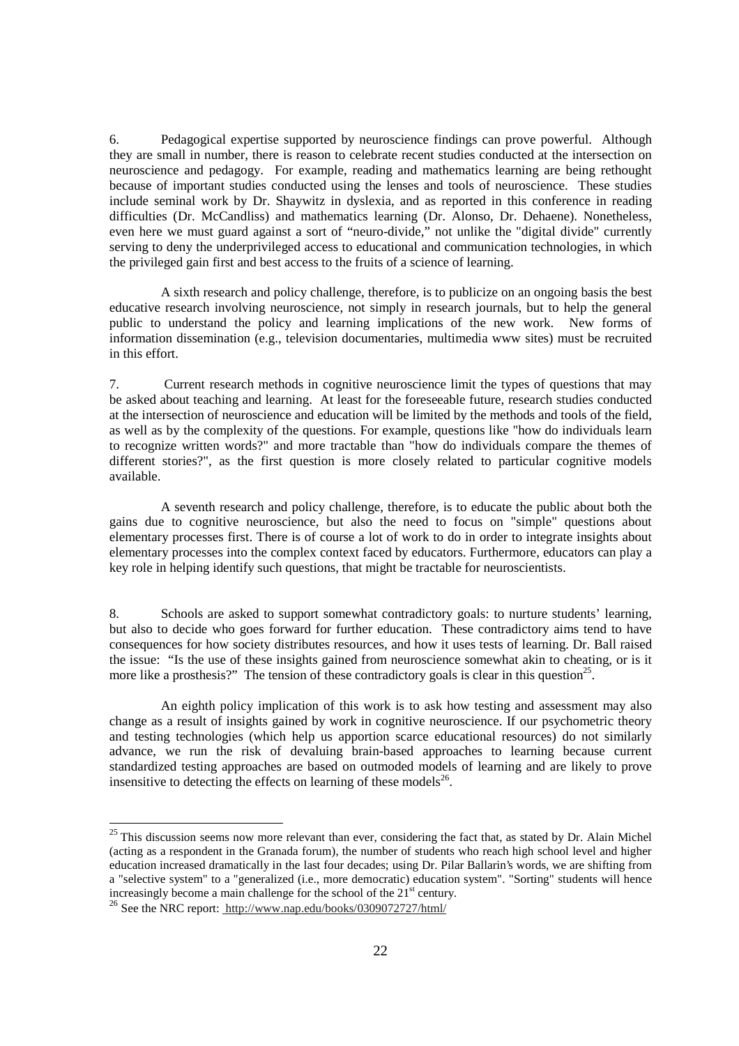6. Pedagogical expertise supported by neuroscience findings can prove powerful. Although they are small in number, there is reason to celebrate recent studies conducted at the intersection on neuroscience and pedagogy. For example, reading and mathematics learning are being rethought because of important studies conducted using the lenses and tools of neuroscience. These studies include seminal work by Dr. Shaywitz in dyslexia, and as reported in this conference in reading difficulties (Dr. McCandliss) and mathematics learning (Dr. Alonso, Dr. Dehaene). Nonetheless, even here we must guard against a sort of "neuro-divide," not unlike the "digital divide" currently serving to deny the underprivileged access to educational and communication technologies, in which the privileged gain first and best access to the fruits of a science of learning.

A sixth research and policy challenge, therefore, is to publicize on an ongoing basis the best educative research involving neuroscience, not simply in research journals, but to help the general public to understand the policy and learning implications of the new work. New forms of information dissemination (e.g., television documentaries, multimedia www sites) must be recruited in this effort.

7. Current research methods in cognitive neuroscience limit the types of questions that may be asked about teaching and learning. At least for the foreseeable future, research studies conducted at the intersection of neuroscience and education will be limited by the methods and tools of the field, as well as by the complexity of the questions. For example, questions like "how do individuals learn to recognize written words?" and more tractable than "how do individuals compare the themes of different stories?", as the first question is more closely related to particular cognitive models available.

A seventh research and policy challenge, therefore, is to educate the public about both the gains due to cognitive neuroscience, but also the need to focus on "simple" questions about elementary processes first. There is of course a lot of work to do in order to integrate insights about elementary processes into the complex context faced by educators. Furthermore, educators can play a key role in helping identify such questions, that might be tractable for neuroscientists.

8. Schools are asked to support somewhat contradictory goals: to nurture students' learning, but also to decide who goes forward for further education. These contradictory aims tend to have consequences for how society distributes resources, and how it uses tests of learning. Dr. Ball raised the issue: "Is the use of these insights gained from neuroscience somewhat akin to cheating, or is it more like a prosthesis?" The tension of these contradictory goals is clear in this question[25].

An eighth policy implication of this work is to ask how testing and assessment may also change as a result of insights gained by work in cognitive neuroscience. If our psychometric theory and testing technologies (which help us apportion scarce educational resources) do not similarly advance, we run the risk of devaluing brain-based approaches to learning because current standardized testing approaches are based on outmoded models of learning and are likely to prove insensitive to detecting the effects on learning of these models[26].

---

[25] This discussion seems now more relevant than ever, considering the fact that, as stated by Dr. Alain Michel (acting as a respondent in the Granada forum), the number of students who reach high school level and higher education increased dramatically in the last four decades; using Dr. Pilar Ballarin's words, we are shifting from a "selective system" to a "generalized (i.e., more democratic) education system". "Sorting" students will hence increasingly become a main challenge for the school of the 21st century.

[26] See the NRC report: http://www.nap.edu/books/0309072727/html/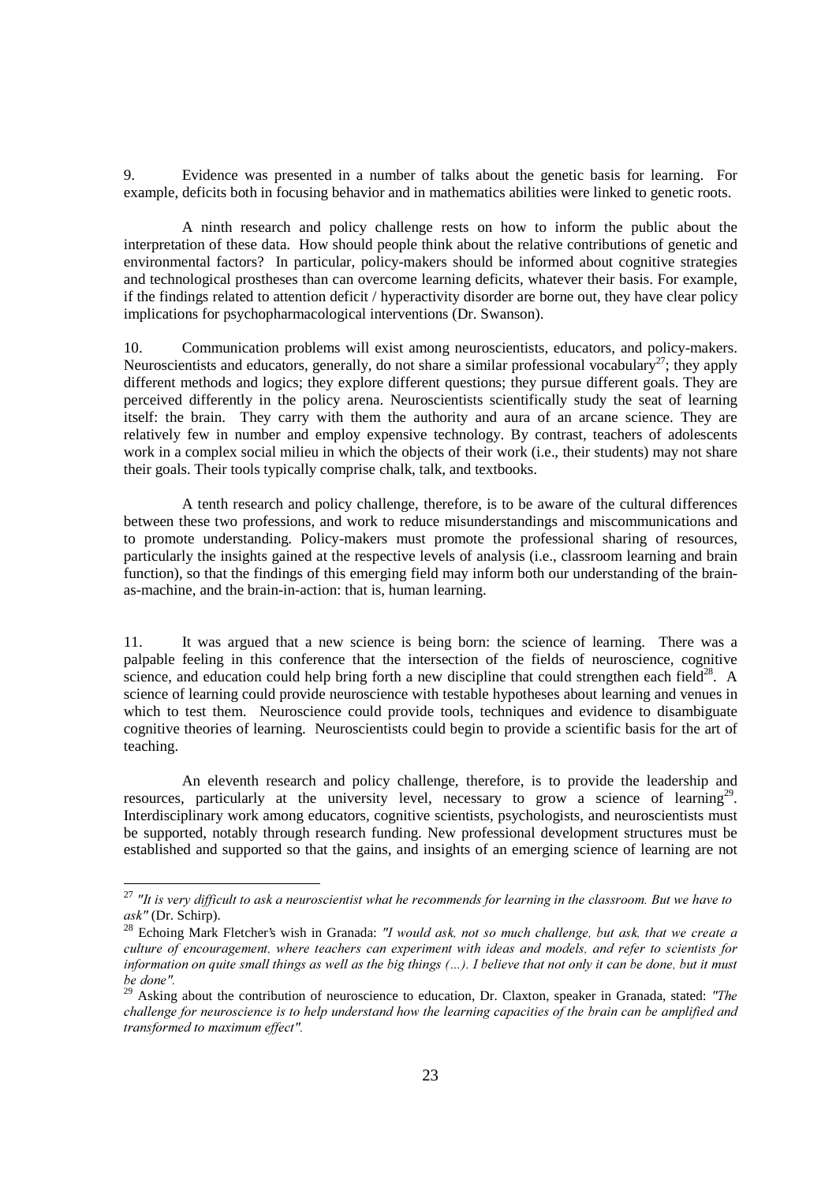9. Evidence was presented in a number of talks about the genetic basis for learning. For example, deficits both in focusing behavior and in mathematics abilities were linked to genetic roots.

A ninth research and policy challenge rests on how to inform the public about the interpretation of these data. How should people think about the relative contributions of genetic and environmental factors? In particular, policy-makers should be informed about cognitive strategies and technological prostheses than can overcome learning deficits, whatever their basis. For example, if the findings related to attention deficit / hyperactivity disorder are borne out, they have clear policy implications for psychopharmacological interventions (Dr. Swanson).

10. Communication problems will exist among neuroscientists, educators, and policy-makers. Neuroscientists and educators, generally, do not share a similar professional vocabulary[27]; they apply different methods and logics; they explore different questions; they pursue different goals. They are perceived differently in the policy arena. Neuroscientists scientifically study the seat of learning itself: the brain. They carry with them the authority and aura of an arcane science. They are relatively few in number and employ expensive technology. By contrast, teachers of adolescents work in a complex social milieu in which the objects of their work (i.e., their students) may not share their goals. Their tools typically comprise chalk, talk, and textbooks.

A tenth research and policy challenge, therefore, is to be aware of the cultural differences between these two professions, and work to reduce misunderstandings and miscommunications and to promote understanding. Policy-makers must promote the professional sharing of resources, particularly the insights gained at the respective levels of analysis (i.e., classroom learning and brain function), so that the findings of this emerging field may inform both our understanding of the brain-as-machine, and the brain-in-action: that is, human learning.

11. It was argued that a new science is being born: the science of learning. There was a palpable feeling in this conference that the intersection of the fields of neuroscience, cognitive science, and education could help bring forth a new discipline that could strengthen each field[28]. A science of learning could provide neuroscience with testable hypotheses about learning and venues in which to test them. Neuroscience could provide tools, techniques and evidence to disambiguate cognitive theories of learning. Neuroscientists could begin to provide a scientific basis for the art of teaching.

An eleventh research and policy challenge, therefore, is to provide the leadership and resources, particularly at the university level, necessary to grow a science of learning[29]. Interdisciplinary work among educators, cognitive scientists, psychologists, and neuroscientists must be supported, notably through research funding. New professional development structures must be established and supported so that the gains, and insights of an emerging science of learning are not

---

[27] *"It is very difficult to ask a neuroscientist what he recommends for learning in the classroom. But we have to ask"* (Dr. Schirp).

[28] Echoing Mark Fletcher's wish in Granada: *"I would ask, not so much challenge, but ask, that we create a culture of encouragement, where teachers can experiment with ideas and models, and refer to scientists for information on quite small things as well as the big things (...). I believe that not only it can be done, but it must be done".*

[29] Asking about the contribution of neuroscience to education, Dr. Claxton, speaker in Granada, stated: *"The challenge for neuroscience is to help understand how the learning capacities of the brain can be amplified and transformed to maximum effect".*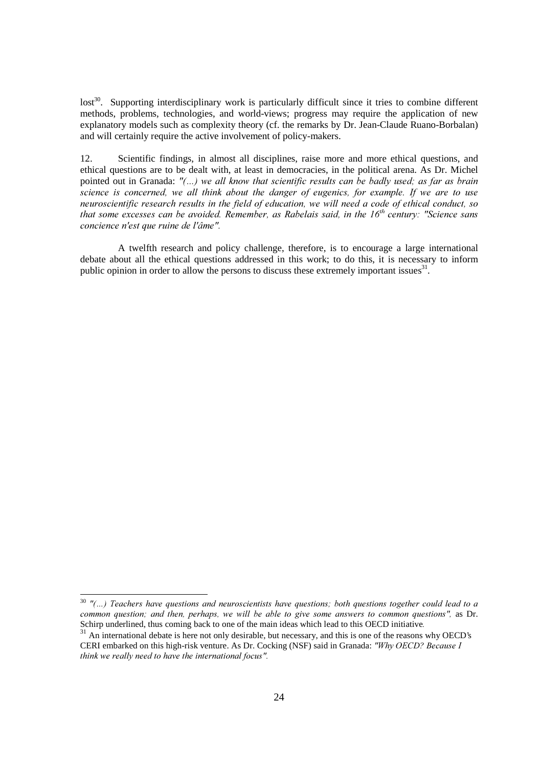lost[30]. Supporting interdisciplinary work is particularly difficult since it tries to combine different methods, problems, technologies, and world-views; progress may require the application of new explanatory models such as complexity theory (cf. the remarks by Dr. Jean-Claude Ruano-Borbalan) and will certainly require the active involvement of policy-makers.

12. Scientific findings, in almost all disciplines, raise more and more ethical questions, and ethical questions are to be dealt with, at least in democracies, in the political arena. As Dr. Michel pointed out in Granada: *"(...) we all know that scientific results can be badly used; as far as brain science is concerned, we all think about the danger of eugenics, for example. If we are to use neuroscientific research results in the field of education, we will need a code of ethical conduct, so that some excesses can be avoided. Remember, as Rabelais said, in the 16th century: "Science sans concience n'est que ruine de l'âme".*

A twelfth research and policy challenge, therefore, is to encourage a large international debate about all the ethical questions addressed in this work; to do this, it is necessary to inform public opinion in order to allow the persons to discuss these extremely important issues[31].

---

[30] *"(...) Teachers have questions and neuroscientists have questions; both questions together could lead to a common question; and then, perhaps, we will be able to give some answers to common questions",* as Dr. Schirp underlined, thus coming back to one of the main ideas which lead to this OECD initiative.

[31] An international debate is here not only desirable, but necessary, and this is one of the reasons why OECD's CERI embarked on this high-risk venture. As Dr. Cocking (NSF) said in Granada: *"Why OECD? Because I think we really need to have the international focus".*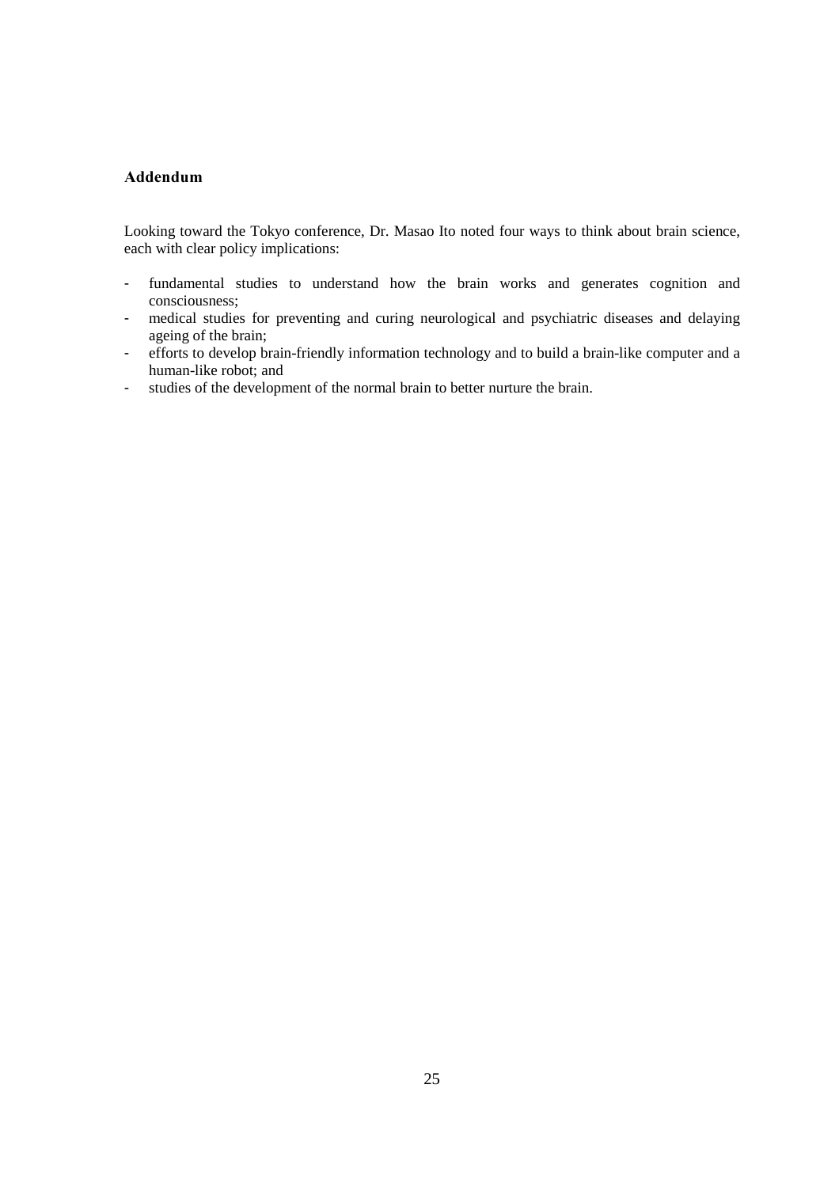## Addendum

Looking toward the Tokyo conference, Dr. Masao Ito noted four ways to think about brain science, each with clear policy implications:

- fundamental studies to understand how the brain works and generates cognition and consciousness;
- medical studies for preventing and curing neurological and psychiatric diseases and delaying ageing of the brain;
- efforts to develop brain-friendly information technology and to build a brain-like computer and a human-like robot; and
- studies of the development of the normal brain to better nurture the brain.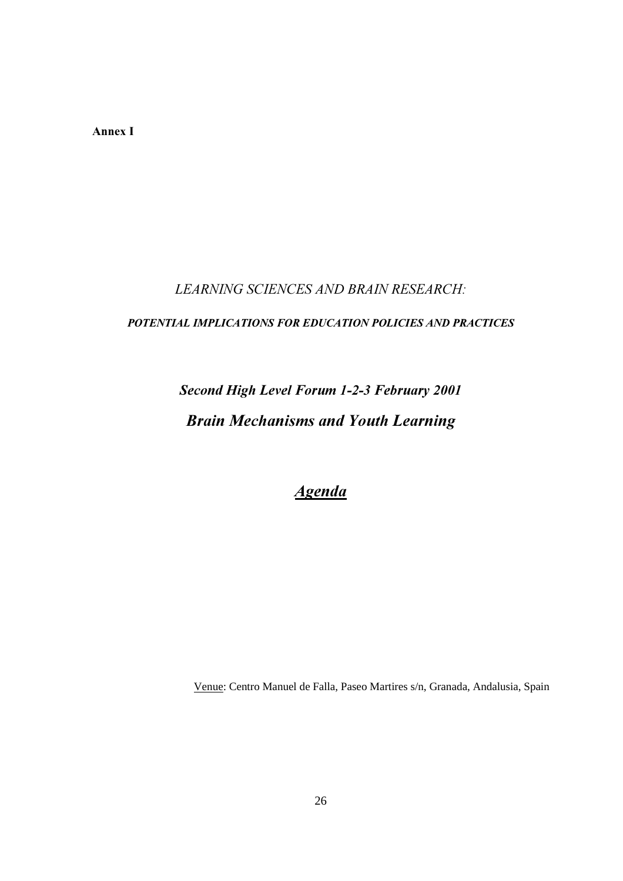**Annex I**

*LEARNING SCIENCES AND BRAIN RESEARCH:*

***POTENTIAL IMPLICATIONS FOR EDUCATION POLICIES AND PRACTICES***

## *Second High Level Forum 1-2-3 February 2001*

## *Brain Mechanisms and Youth Learning*

# ***Agenda***

Venue: Centro Manuel de Falla, Paseo Martires s/n, Granada, Andalusia, Spain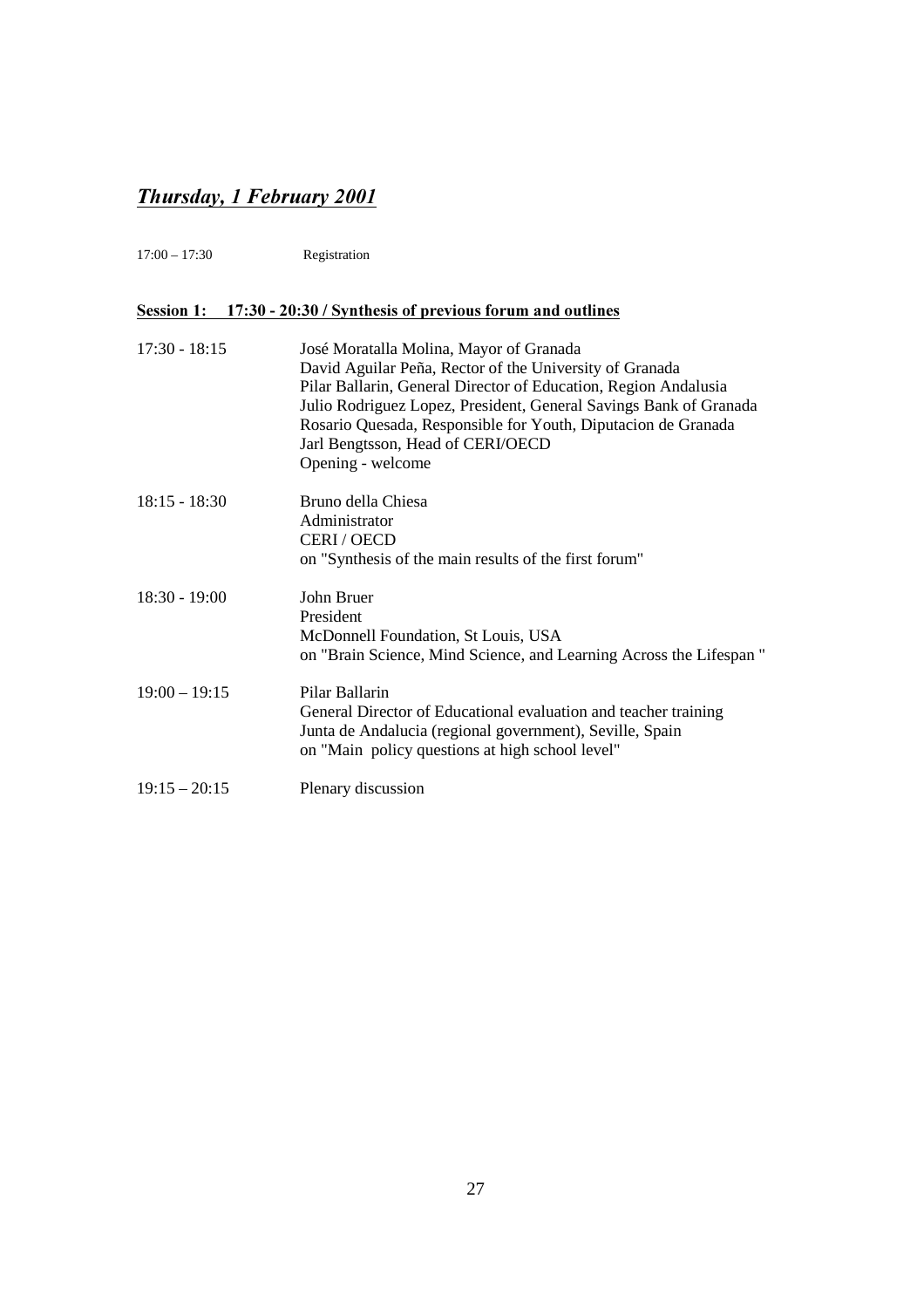## ***Thursday, 1 February 2001***

| | |
|---|---|
| 17:00 – 17:30 | Registration |

**Session 1: 17:30 - 20:30 / Synthesis of previous forum and outlines**

| | |
|---|---|
| 17:30 - 18:15 | José Moratalla Molina, Mayor of Granada<br>David Aguilar Peña, Rector of the University of Granada<br>Pilar Ballarin, General Director of Education, Region Andalusia<br>Julio Rodriguez Lopez, President, General Savings Bank of Granada<br>Rosario Quesada, Responsible for Youth, Diputacion de Granada<br>Jarl Bengtsson, Head of CERI/OECD<br>Opening - welcome |
| 18:15 - 18:30 | Bruno della Chiesa<br>Administrator<br>CERI / OECD<br>on "Synthesis of the main results of the first forum" |
| 18:30 - 19:00 | John Bruer<br>President<br>McDonnell Foundation, St Louis, USA<br>on "Brain Science, Mind Science, and Learning Across the Lifespan " |
| 19:00 – 19:15 | Pilar Ballarin<br>General Director of Educational evaluation and teacher training<br>Junta de Andalucia (regional government), Seville, Spain<br>on "Main policy questions at high school level" |
| 19:15 – 20:15 | Plenary discussion |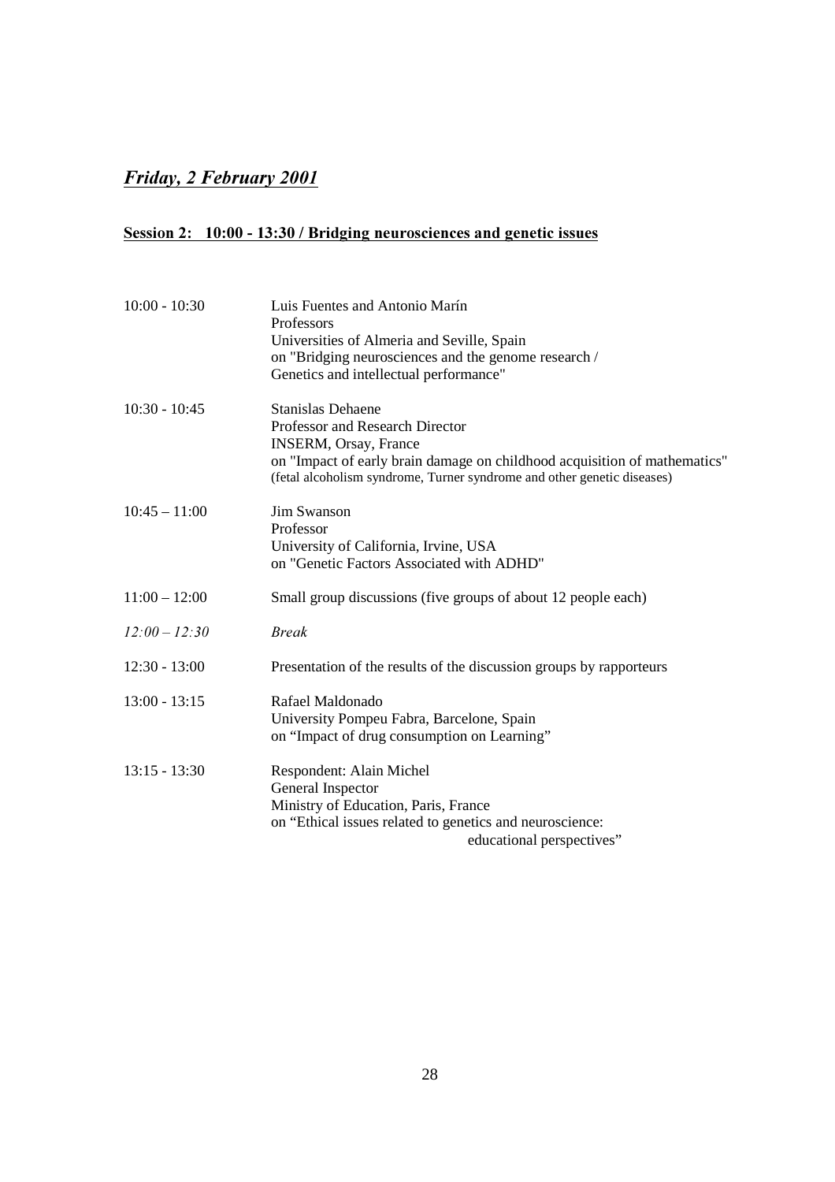## ***Friday, 2 February 2001***

### **Session 2: 10:00 - 13:30 / Bridging neurosciences and genetic issues**

| | |
|---|---|
| 10:00 - 10:30 | Luis Fuentes and Antonio Marín<br>Professors<br>Universities of Almeria and Seville, Spain<br>on "Bridging neurosciences and the genome research / Genetics and intellectual performance" |
| 10:30 - 10:45 | Stanislas Dehaene<br>Professor and Research Director<br>INSERM, Orsay, France<br>on "Impact of early brain damage on childhood acquisition of mathematics" (fetal alcoholism syndrome, Turner syndrome and other genetic diseases) |
| 10:45 – 11:00 | Jim Swanson<br>Professor<br>University of California, Irvine, USA<br>on "Genetic Factors Associated with ADHD" |
| 11:00 – 12:00 | Small group discussions (five groups of about 12 people each) |
| *12:00 – 12:30* | *Break* |
| 12:30 - 13:00 | Presentation of the results of the discussion groups by rapporteurs |
| 13:00 - 13:15 | Rafael Maldonado<br>University Pompeu Fabra, Barcelone, Spain<br>on "Impact of drug consumption on Learning" |
| 13:15 - 13:30 | Respondent: Alain Michel<br>General Inspector<br>Ministry of Education, Paris, France<br>on "Ethical issues related to genetics and neuroscience: educational perspectives" |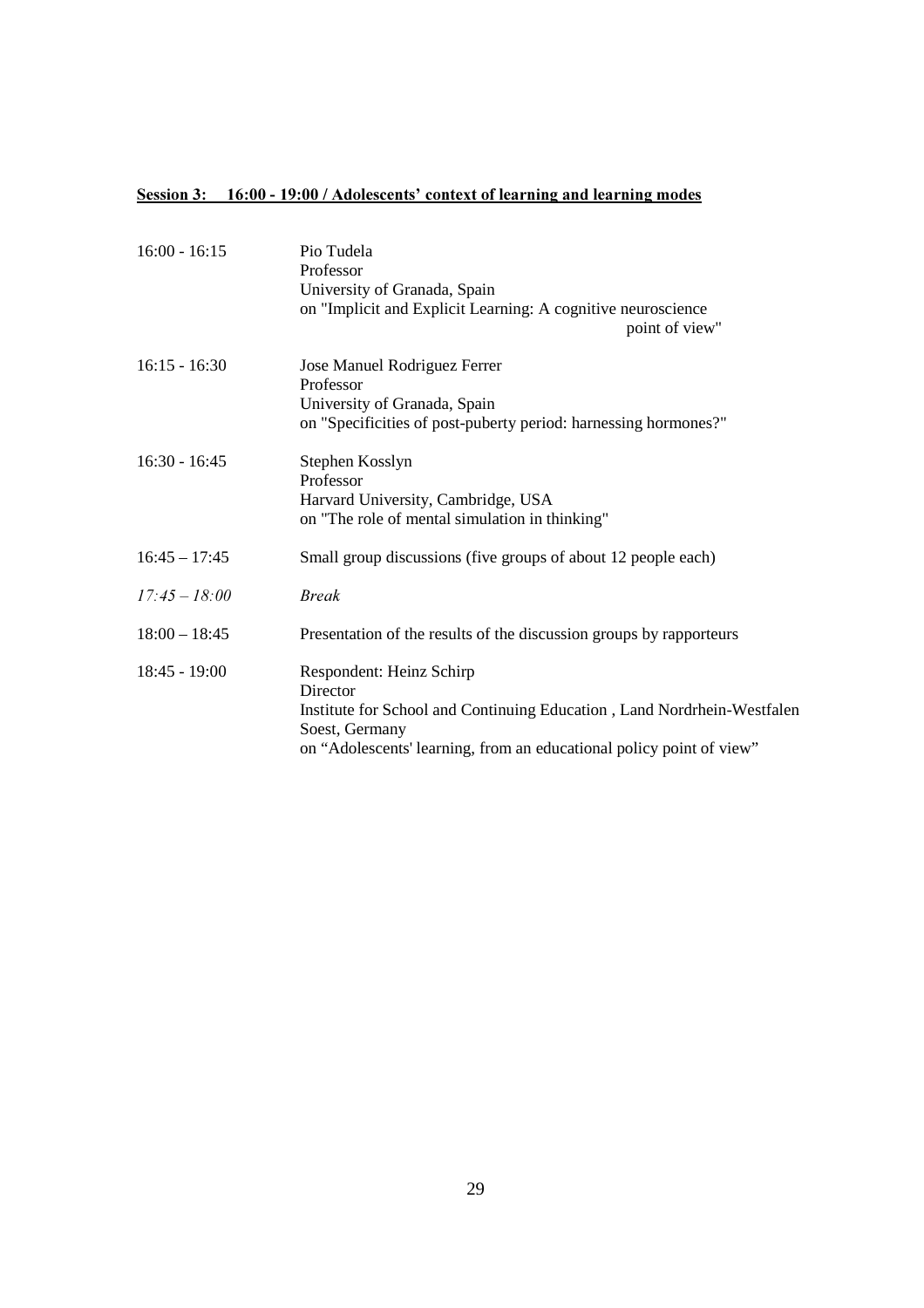**<u>Session 3: 16:00 - 19:00 / Adolescents' context of learning and learning modes</u>**

| | |
|---|---|
| 16:00 - 16:15 | Pio Tudela<br>Professor<br>University of Granada, Spain<br>on "Implicit and Explicit Learning: A cognitive neuroscience point of view" |
| 16:15 - 16:30 | Jose Manuel Rodriguez Ferrer<br>Professor<br>University of Granada, Spain<br>on "Specificities of post-puberty period: harnessing hormones?" |
| 16:30 - 16:45 | Stephen Kosslyn<br>Professor<br>Harvard University, Cambridge, USA<br>on "The role of mental simulation in thinking" |
| 16:45 – 17:45 | Small group discussions (five groups of about 12 people each) |
| *17:45 – 18:00* | *Break* |
| 18:00 – 18:45 | Presentation of the results of the discussion groups by rapporteurs |
| 18:45 - 19:00 | Respondent: Heinz Schirp<br>Director<br>Institute for School and Continuing Education , Land Nordrhein-Westfalen<br>Soest, Germany<br>on "Adolescents' learning, from an educational policy point of view" |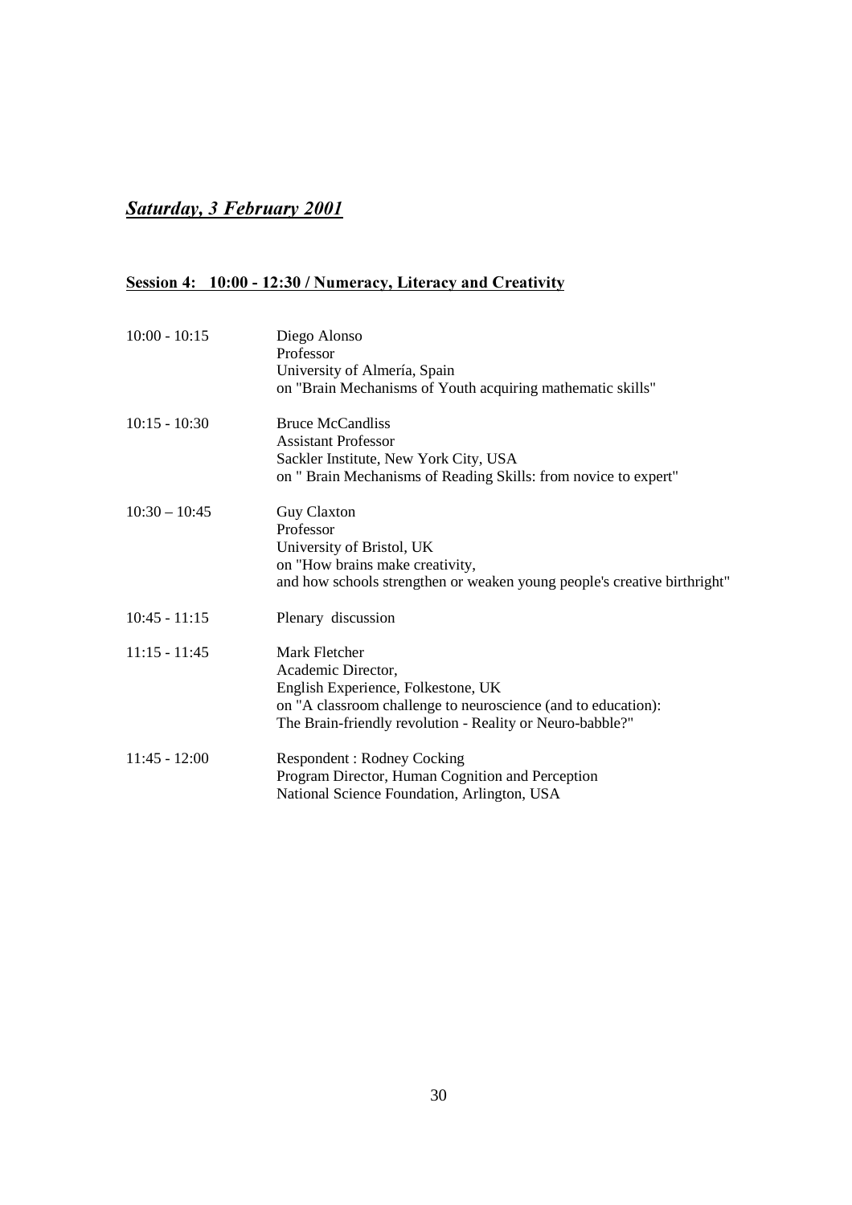## ***Saturday, 3 February 2001***

### **Session 4: 10:00 - 12:30 / Numeracy, Literacy and Creativity**

| | |
|---|---|
| 10:00 - 10:15 | Diego Alonso<br>Professor<br>University of Almería, Spain<br>on "Brain Mechanisms of Youth acquiring mathematic skills" |
| 10:15 - 10:30 | Bruce McCandliss<br>Assistant Professor<br>Sackler Institute, New York City, USA<br>on " Brain Mechanisms of Reading Skills: from novice to expert" |
| 10:30 – 10:45 | Guy Claxton<br>Professor<br>University of Bristol, UK<br>on "How brains make creativity,<br>and how schools strengthen or weaken young people's creative birthright" |
| 10:45 - 11:15 | Plenary discussion |
| 11:15 - 11:45 | Mark Fletcher<br>Academic Director,<br>English Experience, Folkestone, UK<br>on "A classroom challenge to neuroscience (and to education):<br>The Brain-friendly revolution - Reality or Neuro-babble?" |
| 11:45 - 12:00 | Respondent : Rodney Cocking<br>Program Director, Human Cognition and Perception<br>National Science Foundation, Arlington, USA |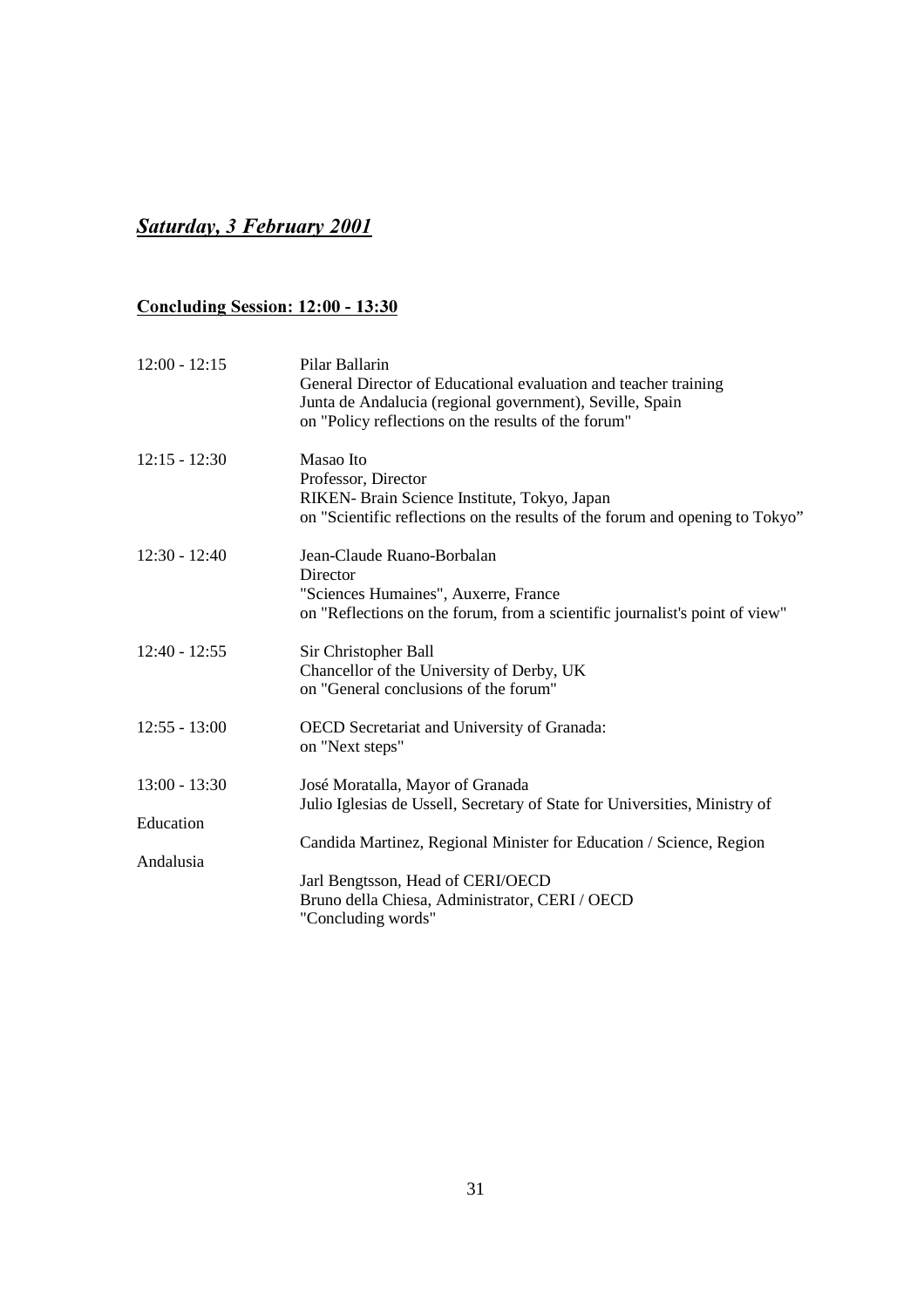***Saturday, 3 February 2001***

**Concluding Session: 12:00 - 13:30**

12:00 - 12:15 Pilar Ballarin
General Director of Educational evaluation and teacher training
Junta de Andalucia (regional government), Seville, Spain
on "Policy reflections on the results of the forum"

12:15 - 12:30 Masao Ito
Professor, Director
RIKEN- Brain Science Institute, Tokyo, Japan
on "Scientific reflections on the results of the forum and opening to Tokyo"

12:30 - 12:40 Jean-Claude Ruano-Borbalan
Director
"Sciences Humaines", Auxerre, France
on "Reflections on the forum, from a scientific journalist's point of view"

12:40 - 12:55 Sir Christopher Ball
Chancellor of the University of Derby, UK
on "General conclusions of the forum"

12:55 - 13:00 OECD Secretariat and University of Granada:
on "Next steps"

13:00 - 13:30 José Moratalla, Mayor of Granada
Julio Iglesias de Ussell, Secretary of State for Universities, Ministry of Education
Candida Martinez, Regional Minister for Education / Science, Region Andalusia
Jarl Bengtsson, Head of CERI/OECD
Bruno della Chiesa, Administrator, CERI / OECD
"Concluding words"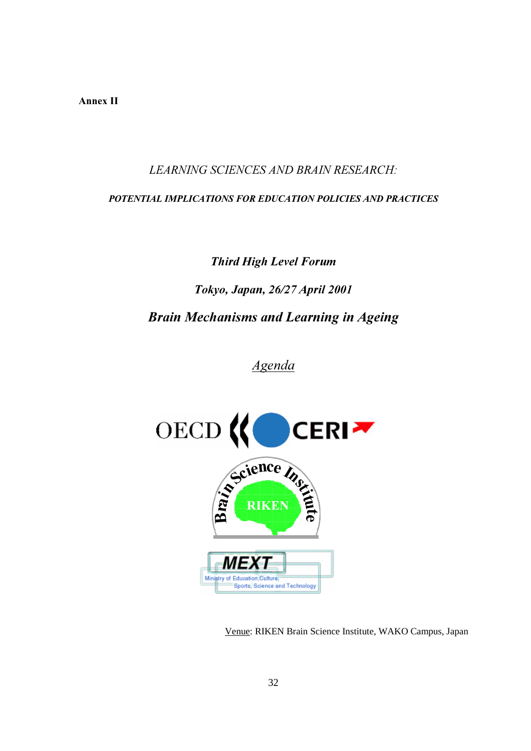**Annex II**

*LEARNING SCIENCES AND BRAIN RESEARCH:*

***POTENTIAL IMPLICATIONS FOR EDUCATION POLICIES AND PRACTICES***

***Third High Level Forum***

***Tokyo, Japan, 26/27 April 2001***

## ***Brain Mechanisms and Learning in Ageing***

*Agenda*

Venue: RIKEN Brain Science Institute, WAKO Campus, Japan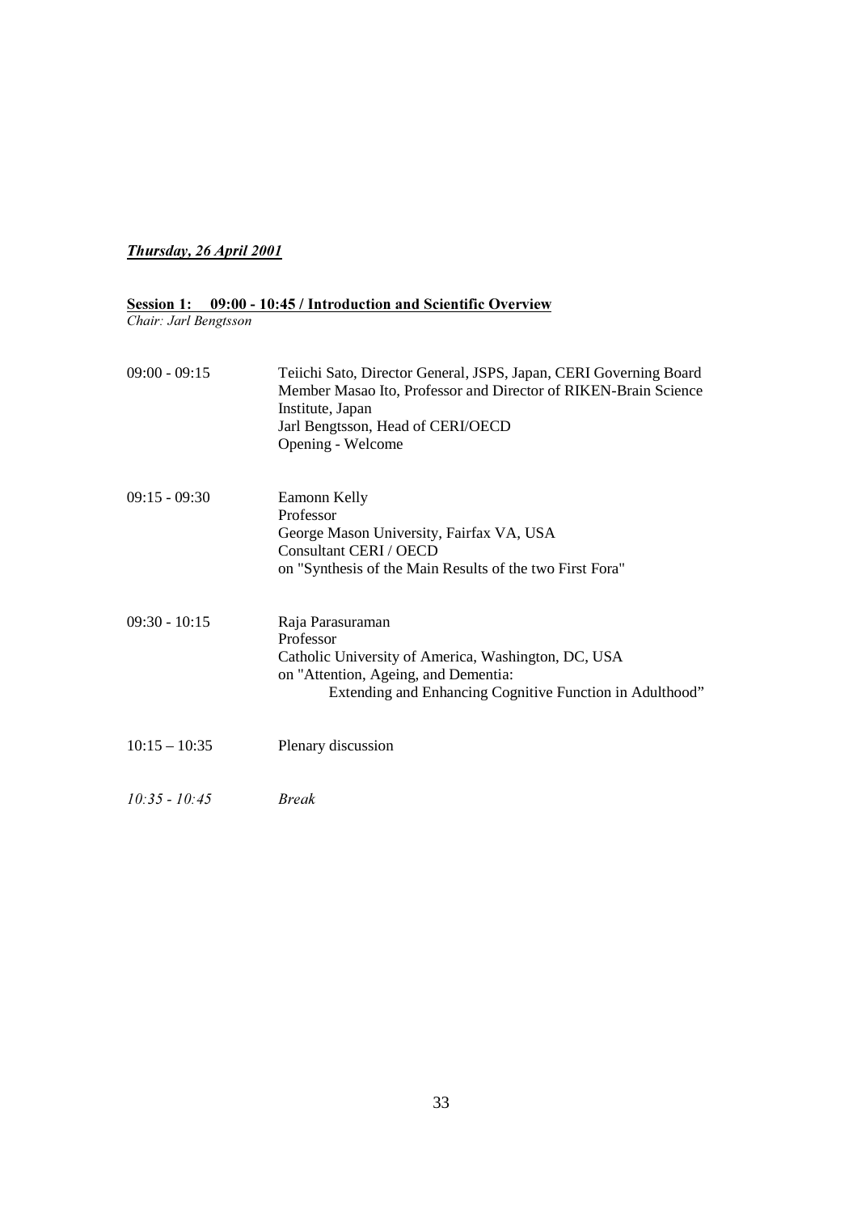***Thursday, 26 April 2001***

**Session 1: 09:00 - 10:45 / Introduction and Scientific Overview**

*Chair: Jarl Bengtsson*

| | |
|---|---|
| 09:00 - 09:15 | Teiichi Sato, Director General, JSPS, Japan, CERI Governing Board Member Masao Ito, Professor and Director of RIKEN-Brain Science Institute, Japan<br>Jarl Bengtsson, Head of CERI/OECD<br>Opening - Welcome |
| 09:15 - 09:30 | Eamonn Kelly<br>Professor<br>George Mason University, Fairfax VA, USA<br>Consultant CERI / OECD<br>on "Synthesis of the Main Results of the two First Fora" |
| 09:30 - 10:15 | Raja Parasuraman<br>Professor<br>Catholic University of America, Washington, DC, USA<br>on "Attention, Ageing, and Dementia:<br>Extending and Enhancing Cognitive Function in Adulthood" |
| 10:15 – 10:35 | Plenary discussion |
| *10:35 - 10:45* | *Break* |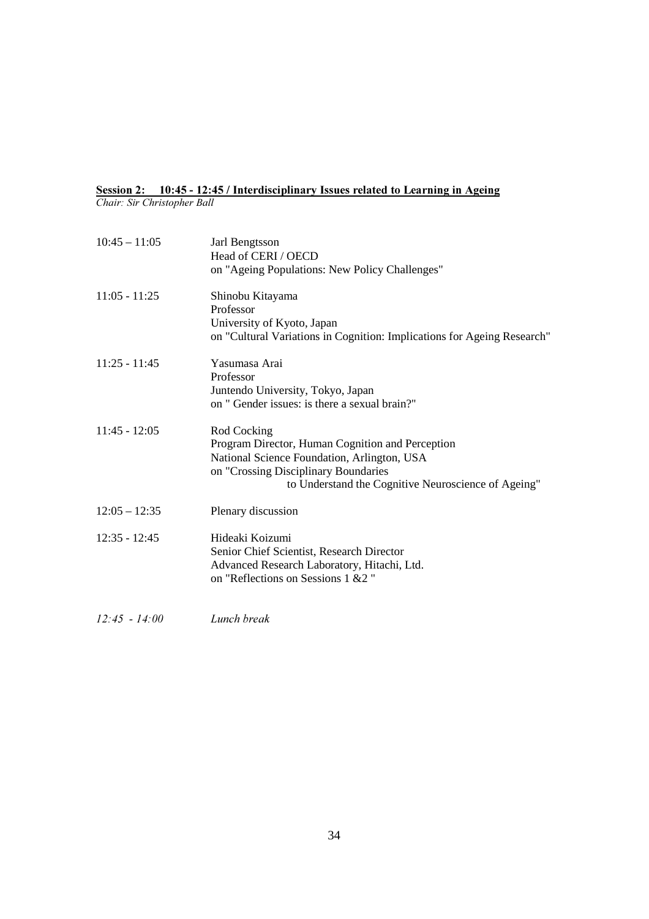**<u>Session 2: 10:45 - 12:45 / Interdisciplinary Issues related to Learning in Ageing</u>**

*Chair: Sir Christopher Ball*

| | |
|---|---|
| 10:45 – 11:05 | Jarl Bengtsson<br>Head of CERI / OECD<br>on "Ageing Populations: New Policy Challenges" |
| 11:05 - 11:25 | Shinobu Kitayama<br>Professor<br>University of Kyoto, Japan<br>on "Cultural Variations in Cognition: Implications for Ageing Research" |
| 11:25 - 11:45 | Yasumasa Arai<br>Professor<br>Juntendo University, Tokyo, Japan<br>on " Gender issues: is there a sexual brain?" |
| 11:45 - 12:05 | Rod Cocking<br>Program Director, Human Cognition and Perception<br>National Science Foundation, Arlington, USA<br>on "Crossing Disciplinary Boundaries<br>to Understand the Cognitive Neuroscience of Ageing" |
| 12:05 – 12:35 | Plenary discussion |
| 12:35 - 12:45 | Hideaki Koizumi<br>Senior Chief Scientist, Research Director<br>Advanced Research Laboratory, Hitachi, Ltd.<br>on "Reflections on Sessions 1 &2 " |
| *12:45 - 14:00* | *Lunch break* |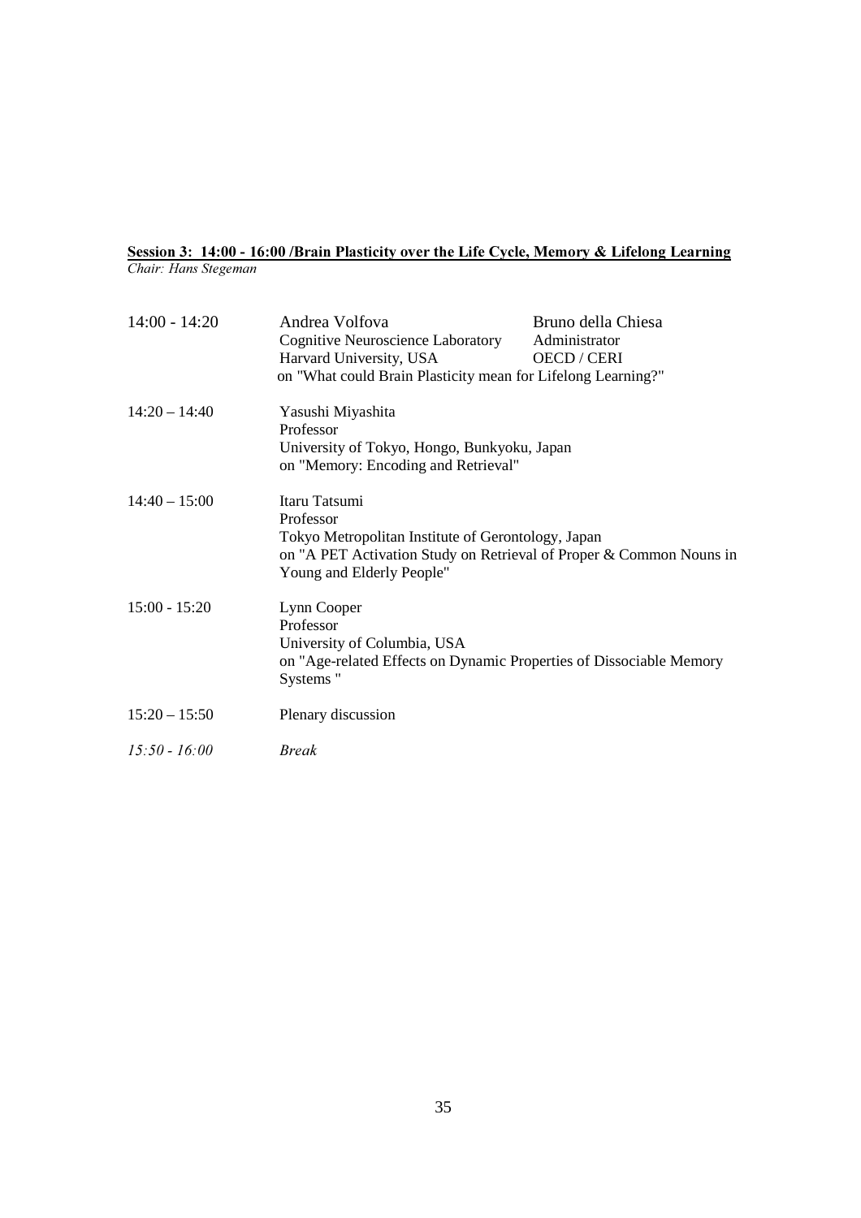**<u>Session 3: 14:00 - 16:00 /Brain Plasticity over the Life Cycle, Memory & Lifelong Learning</u>**

*Chair: Hans Stegeman*

| | | |
|---|---|---|
| 14:00 - 14:20 | Andrea Volfova<br>Cognitive Neuroscience Laboratory<br>Harvard University, USA | Bruno della Chiesa<br>Administrator<br>OECD / CERI |
| | on "What could Brain Plasticity mean for Lifelong Learning?" | |
| 14:20 – 14:40 | Yasushi Miyashita<br>Professor<br>University of Tokyo, Hongo, Bunkyoku, Japan<br>on "Memory: Encoding and Retrieval" | |
| 14:40 – 15:00 | Itaru Tatsumi<br>Professor<br>Tokyo Metropolitan Institute of Gerontology, Japan<br>on "A PET Activation Study on Retrieval of Proper & Common Nouns in Young and Elderly People" | |
| 15:00 - 15:20 | Lynn Cooper<br>Professor<br>University of Columbia, USA<br>on "Age-related Effects on Dynamic Properties of Dissociable Memory Systems " | |
| 15:20 – 15:50 | Plenary discussion | |
| *15:50 - 16:00* | *Break* | |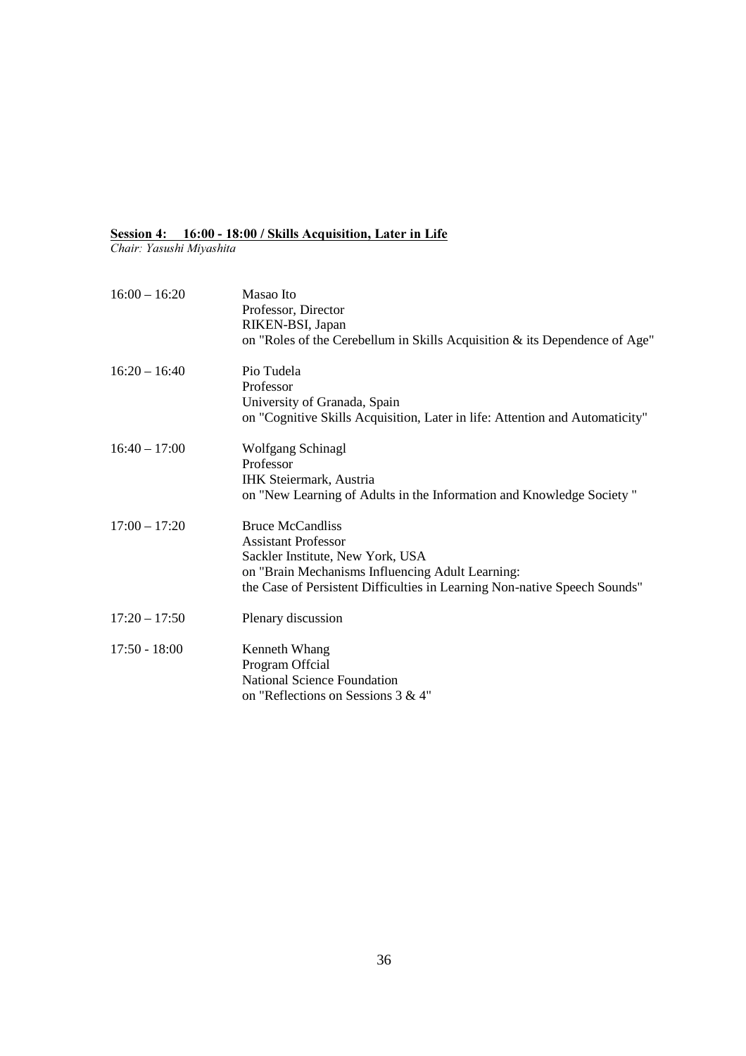**<u>Session 4: 16:00 - 18:00 / Skills Acquisition, Later in Life</u>**
*Chair: Yasushi Miyashita*

| | |
|---|---|
| 16:00 – 16:20 | Masao Ito<br>Professor, Director<br>RIKEN-BSI, Japan<br>on "Roles of the Cerebellum in Skills Acquisition & its Dependence of Age" |
| 16:20 – 16:40 | Pio Tudela<br>Professor<br>University of Granada, Spain<br>on "Cognitive Skills Acquisition, Later in life: Attention and Automaticity" |
| 16:40 – 17:00 | Wolfgang Schinagl<br>Professor<br>IHK Steiermark, Austria<br>on "New Learning of Adults in the Information and Knowledge Society " |
| 17:00 – 17:20 | Bruce McCandliss<br>Assistant Professor<br>Sackler Institute, New York, USA<br>on "Brain Mechanisms Influencing Adult Learning:<br>the Case of Persistent Difficulties in Learning Non-native Speech Sounds" |
| 17:20 – 17:50 | Plenary discussion |
| 17:50 - 18:00 | Kenneth Whang<br>Program Offcial<br>National Science Foundation<br>on "Reflections on Sessions 3 & 4" |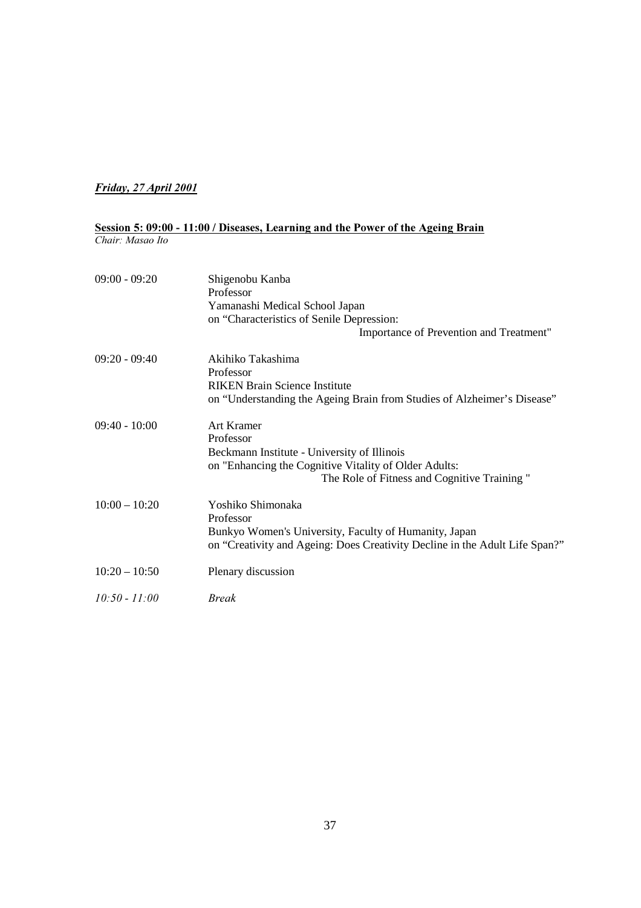***Friday, 27 April 2001***

**Session 5: 09:00 - 11:00 / Diseases, Learning and the Power of the Ageing Brain**
*Chair: Masao Ito*

| | |
|---|---|
| 09:00 - 09:20 | Shigenobu Kanba<br>Professor<br>Yamanashi Medical School Japan<br>on "Characteristics of Senile Depression:<br>Importance of Prevention and Treatment" |
| 09:20 - 09:40 | Akihiko Takashima<br>Professor<br>RIKEN Brain Science Institute<br>on "Understanding the Ageing Brain from Studies of Alzheimer's Disease" |
| 09:40 - 10:00 | Art Kramer<br>Professor<br>Beckmann Institute - University of Illinois<br>on "Enhancing the Cognitive Vitality of Older Adults:<br>The Role of Fitness and Cognitive Training " |
| 10:00 – 10:20 | Yoshiko Shimonaka<br>Professor<br>Bunkyo Women's University, Faculty of Humanity, Japan<br>on "Creativity and Ageing: Does Creativity Decline in the Adult Life Span?" |
| 10:20 – 10:50 | Plenary discussion |
| *10:50 - 11:00* | *Break* |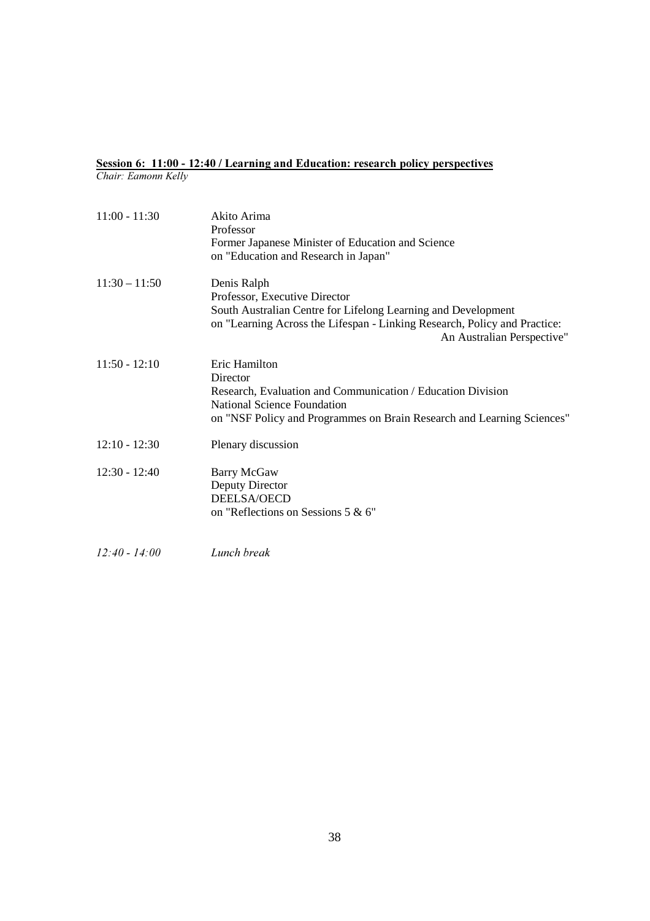**Session 6: 11:00 - 12:40 / Learning and Education: research policy perspectives**

*Chair: Eamonn Kelly*

| | |
|---|---|
| 11:00 - 11:30 | Akito Arima<br>Professor<br>Former Japanese Minister of Education and Science<br>on "Education and Research in Japan" |
| 11:30 – 11:50 | Denis Ralph<br>Professor, Executive Director<br>South Australian Centre for Lifelong Learning and Development<br>on "Learning Across the Lifespan - Linking Research, Policy and Practice: An Australian Perspective" |
| 11:50 - 12:10 | Eric Hamilton<br>Director<br>Research, Evaluation and Communication / Education Division<br>National Science Foundation<br>on "NSF Policy and Programmes on Brain Research and Learning Sciences" |
| 12:10 - 12:30 | Plenary discussion |
| 12:30 - 12:40 | Barry McGaw<br>Deputy Director<br>DEELSA/OECD<br>on "Reflections on Sessions 5 & 6" |
| *12:40 - 14:00* | *Lunch break* |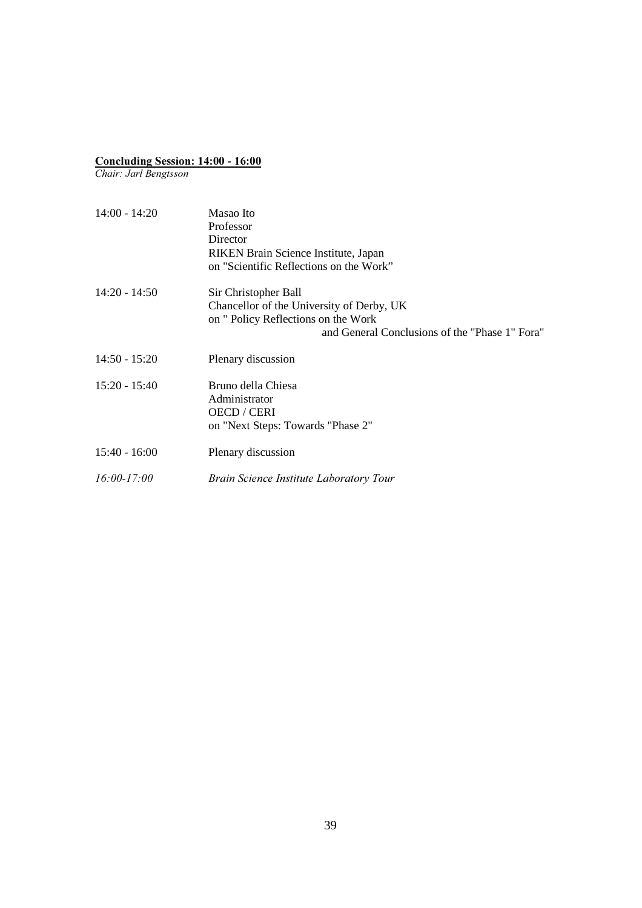**Concluding Session: 14:00 - 16:00**

*Chair: Jarl Bengtsson*

| | |
|---|---|
| 14:00 - 14:20 | Masao Ito<br>Professor<br>Director<br>RIKEN Brain Science Institute, Japan<br>on "Scientific Reflections on the Work" |
| 14:20 - 14:50 | Sir Christopher Ball<br>Chancellor of the University of Derby, UK<br>on " Policy Reflections on the Work<br>and General Conclusions of the "Phase 1" Fora" |
| 14:50 - 15:20 | Plenary discussion |
| 15:20 - 15:40 | Bruno della Chiesa<br>Administrator<br>OECD / CERI<br>on "Next Steps: Towards "Phase 2" |
| 15:40 - 16:00 | Plenary discussion |
| *16:00-17:00* | *Brain Science Institute Laboratory Tour* |